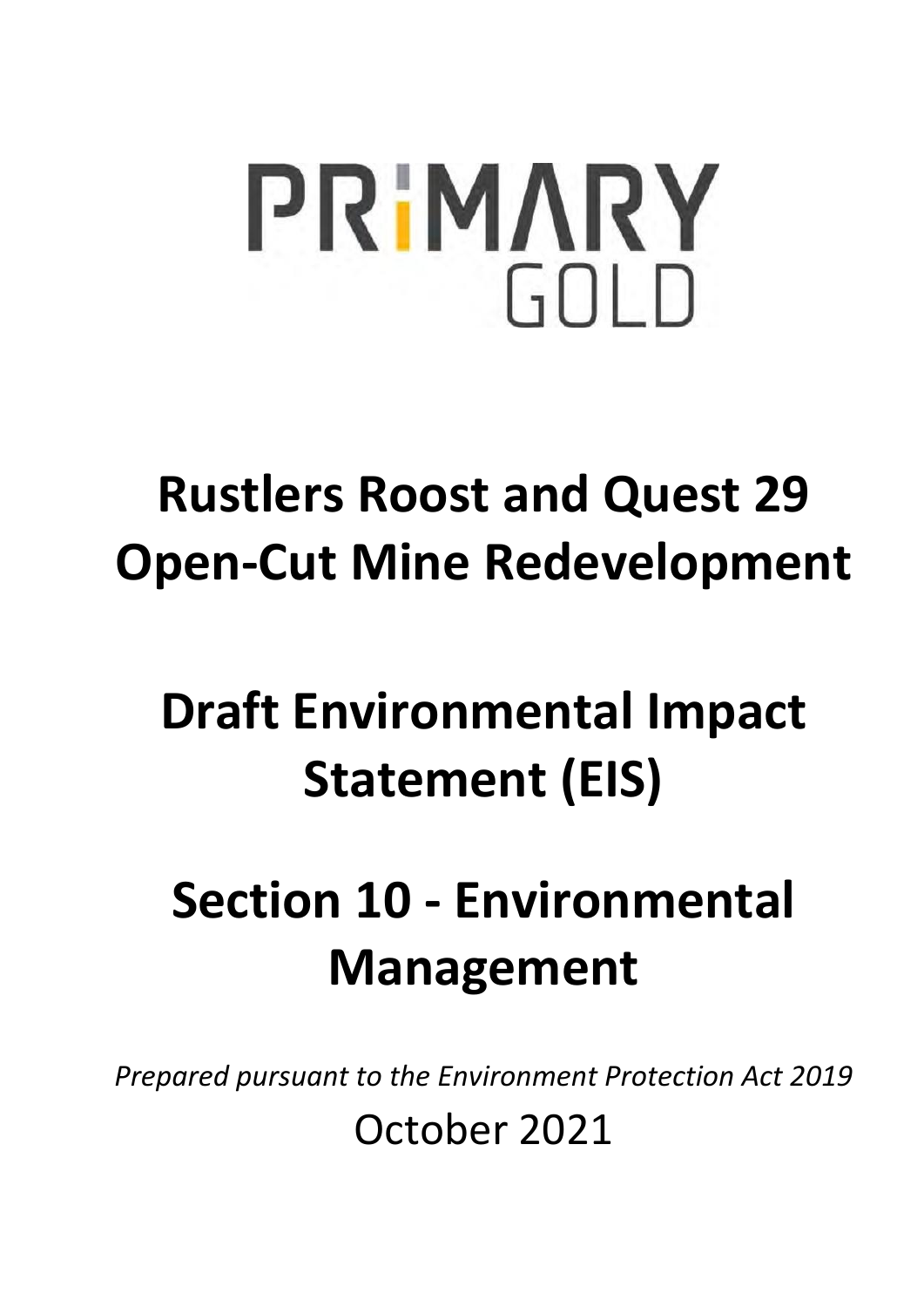PRiMARY GOLD

# Rustlers Roost and Quest 29 Open-Cut Mine Redevelopment

# Draft Environmental Impact Statement (EIS)

# Section 10 - Environmental Management

*Prepared pursuant to the Environment Protection Act 2019*

October 2021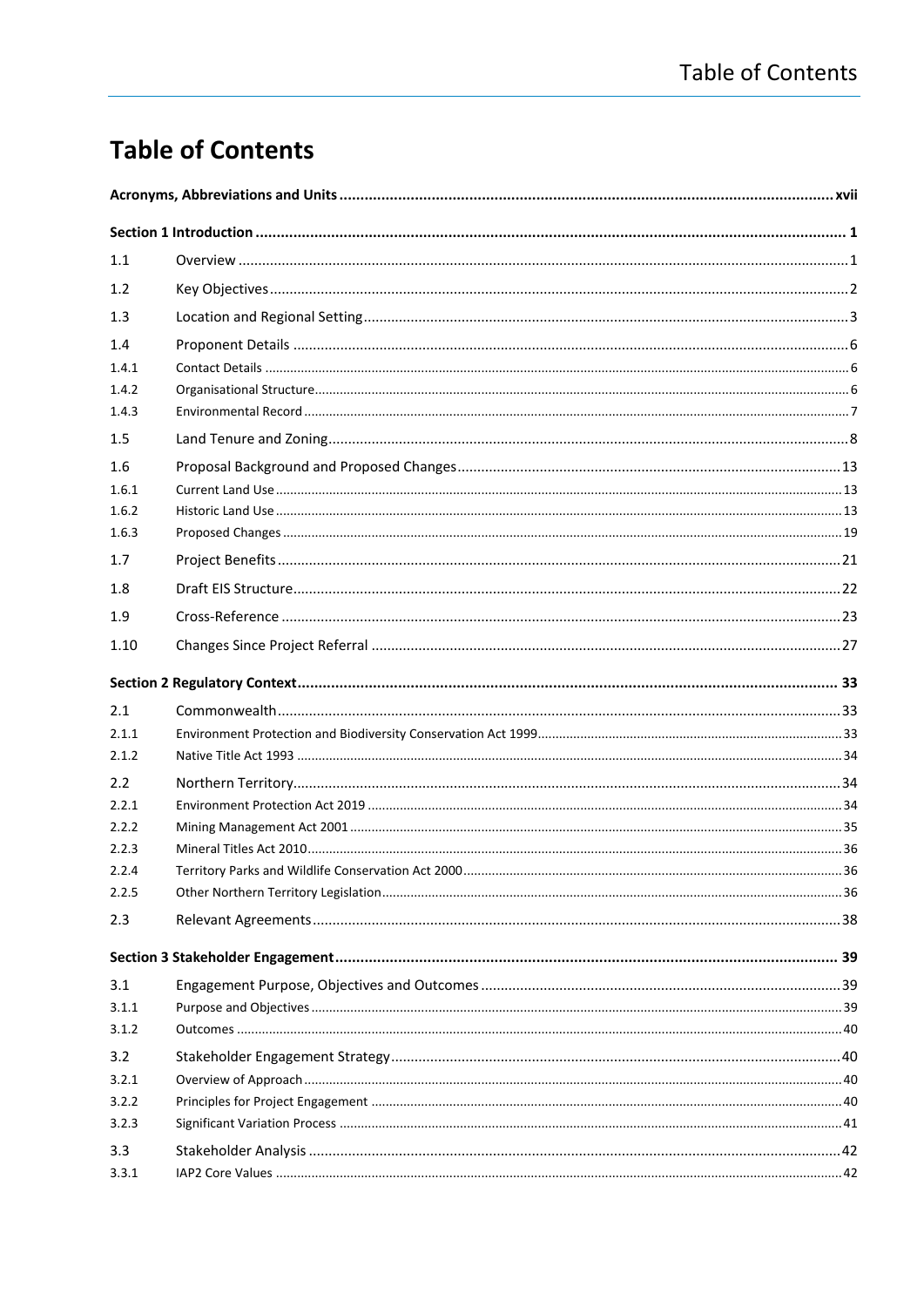# Table of Contents

| | | |
|---|---|---|
| **Acronyms, Abbreviations and Units** | | **xvii** |
| **Section 1 Introduction** | | **1** |
| 1.1 | Overview | 1 |
| 1.2 | Key Objectives | 2 |
| 1.3 | Location and Regional Setting | 3 |
| 1.4 | Proponent Details | 6 |
| 1.4.1 | Contact Details | 6 |
| 1.4.2 | Organisational Structure | 6 |
| 1.4.3 | Environmental Record | 7 |
| 1.5 | Land Tenure and Zoning | 8 |
| 1.6 | Proposal Background and Proposed Changes | 13 |
| 1.6.1 | Current Land Use | 13 |
| 1.6.2 | Historic Land Use | 13 |
| 1.6.3 | Proposed Changes | 19 |
| 1.7 | Project Benefits | 21 |
| 1.8 | Draft EIS Structure | 22 |
| 1.9 | Cross-Reference | 23 |
| 1.10 | Changes Since Project Referral | 27 |
| **Section 2 Regulatory Context** | | **33** |
| 2.1 | Commonwealth | 33 |
| 2.1.1 | Environment Protection and Biodiversity Conservation Act 1999 | 33 |
| 2.1.2 | Native Title Act 1993 | 34 |
| 2.2 | Northern Territory | 34 |
| 2.2.1 | Environment Protection Act 2019 | 34 |
| 2.2.2 | Mining Management Act 2001 | 35 |
| 2.2.3 | Mineral Titles Act 2010 | 36 |
| 2.2.4 | Territory Parks and Wildlife Conservation Act 2000 | 36 |
| 2.2.5 | Other Northern Territory Legislation | 36 |
| 2.3 | Relevant Agreements | 38 |
| **Section 3 Stakeholder Engagement** | | **39** |
| 3.1 | Engagement Purpose, Objectives and Outcomes | 39 |
| 3.1.1 | Purpose and Objectives | 39 |
| 3.1.2 | Outcomes | 40 |
| 3.2 | Stakeholder Engagement Strategy | 40 |
| 3.2.1 | Overview of Approach | 40 |
| 3.2.2 | Principles for Project Engagement | 40 |
| 3.2.3 | Significant Variation Process | 41 |
| 3.3 | Stakeholder Analysis | 42 |
| 3.3.1 | IAP2 Core Values | 42 |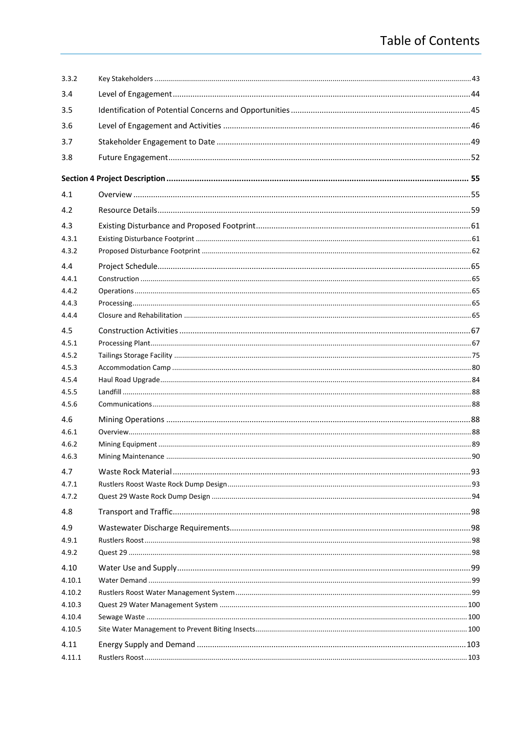| | | |
|---|---|---|
| 3.3.2 | Key Stakeholders | 43 |
| 3.4 | Level of Engagement | 44 |
| 3.5 | Identification of Potential Concerns and Opportunities | 45 |
| 3.6 | Level of Engagement and Activities | 46 |
| 3.7 | Stakeholder Engagement to Date | 49 |
| 3.8 | Future Engagement | 52 |
| **Section 4 Project Description** | | **55** |
| 4.1 | Overview | 55 |
| 4.2 | Resource Details | 59 |
| 4.3 | Existing Disturbance and Proposed Footprint | 61 |
| 4.3.1 | Existing Disturbance Footprint | 61 |
| 4.3.2 | Proposed Disturbance Footprint | 62 |
| 4.4 | Project Schedule | 65 |
| 4.4.1 | Construction | 65 |
| 4.4.2 | Operations | 65 |
| 4.4.3 | Processing | 65 |
| 4.4.4 | Closure and Rehabilitation | 65 |
| 4.5 | Construction Activities | 67 |
| 4.5.1 | Processing Plant | 67 |
| 4.5.2 | Tailings Storage Facility | 75 |
| 4.5.3 | Accommodation Camp | 80 |
| 4.5.4 | Haul Road Upgrade | 84 |
| 4.5.5 | Landfill | 88 |
| 4.5.6 | Communications | 88 |
| 4.6 | Mining Operations | 88 |
| 4.6.1 | Overview | 88 |
| 4.6.2 | Mining Equipment | 89 |
| 4.6.3 | Mining Maintenance | 90 |
| 4.7 | Waste Rock Material | 93 |
| 4.7.1 | Rustlers Roost Waste Rock Dump Design | 93 |
| 4.7.2 | Quest 29 Waste Rock Dump Design | 94 |
| 4.8 | Transport and Traffic | 98 |
| 4.9 | Wastewater Discharge Requirements | 98 |
| 4.9.1 | Rustlers Roost | 98 |
| 4.9.2 | Quest 29 | 98 |
| 4.10 | Water Use and Supply | 99 |
| 4.10.1 | Water Demand | 99 |
| 4.10.2 | Rustlers Roost Water Management System | 99 |
| 4.10.3 | Quest 29 Water Management System | 100 |
| 4.10.4 | Sewage Waste | 100 |
| 4.10.5 | Site Water Management to Prevent Biting Insects | 100 |
| 4.11 | Energy Supply and Demand | 103 |
| 4.11.1 | Rustlers Roost | 103 |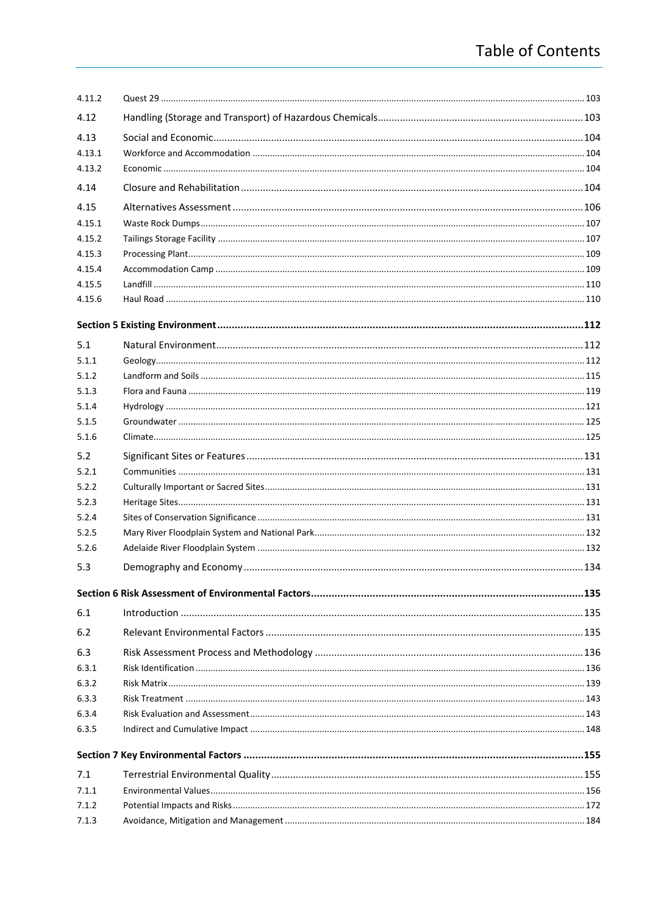| | | |
|---|---|---|
| 4.11.2 | Quest 29 | 103 |
| 4.12 | Handling (Storage and Transport) of Hazardous Chemicals | 103 |
| 4.13 | Social and Economic | 104 |
| 4.13.1 | Workforce and Accommodation | 104 |
| 4.13.2 | Economic | 104 |
| 4.14 | Closure and Rehabilitation | 104 |
| 4.15 | Alternatives Assessment | 106 |
| 4.15.1 | Waste Rock Dumps | 107 |
| 4.15.2 | Tailings Storage Facility | 107 |
| 4.15.3 | Processing Plant | 109 |
| 4.15.4 | Accommodation Camp | 109 |
| 4.15.5 | Landfill | 110 |
| 4.15.6 | Haul Road | 110 |
| **Section 5 Existing Environment** | | **112** |
| 5.1 | Natural Environment | 112 |
| 5.1.1 | Geology | 112 |
| 5.1.2 | Landform and Soils | 115 |
| 5.1.3 | Flora and Fauna | 119 |
| 5.1.4 | Hydrology | 121 |
| 5.1.5 | Groundwater | 125 |
| 5.1.6 | Climate | 125 |
| 5.2 | Significant Sites or Features | 131 |
| 5.2.1 | Communities | 131 |
| 5.2.2 | Culturally Important or Sacred Sites | 131 |
| 5.2.3 | Heritage Sites | 131 |
| 5.2.4 | Sites of Conservation Significance | 131 |
| 5.2.5 | Mary River Floodplain System and National Park | 132 |
| 5.2.6 | Adelaide River Floodplain System | 132 |
| 5.3 | Demography and Economy | 134 |
| **Section 6 Risk Assessment of Environmental Factors** | | **135** |
| 6.1 | Introduction | 135 |
| 6.2 | Relevant Environmental Factors | 135 |
| 6.3 | Risk Assessment Process and Methodology | 136 |
| 6.3.1 | Risk Identification | 136 |
| 6.3.2 | Risk Matrix | 139 |
| 6.3.3 | Risk Treatment | 143 |
| 6.3.4 | Risk Evaluation and Assessment | 143 |
| 6.3.5 | Indirect and Cumulative Impact | 148 |
| **Section 7 Key Environmental Factors** | | **155** |
| 7.1 | Terrestrial Environmental Quality | 155 |
| 7.1.1 | Environmental Values | 156 |
| 7.1.2 | Potential Impacts and Risks | 172 |
| 7.1.3 | Avoidance, Mitigation and Management | 184 |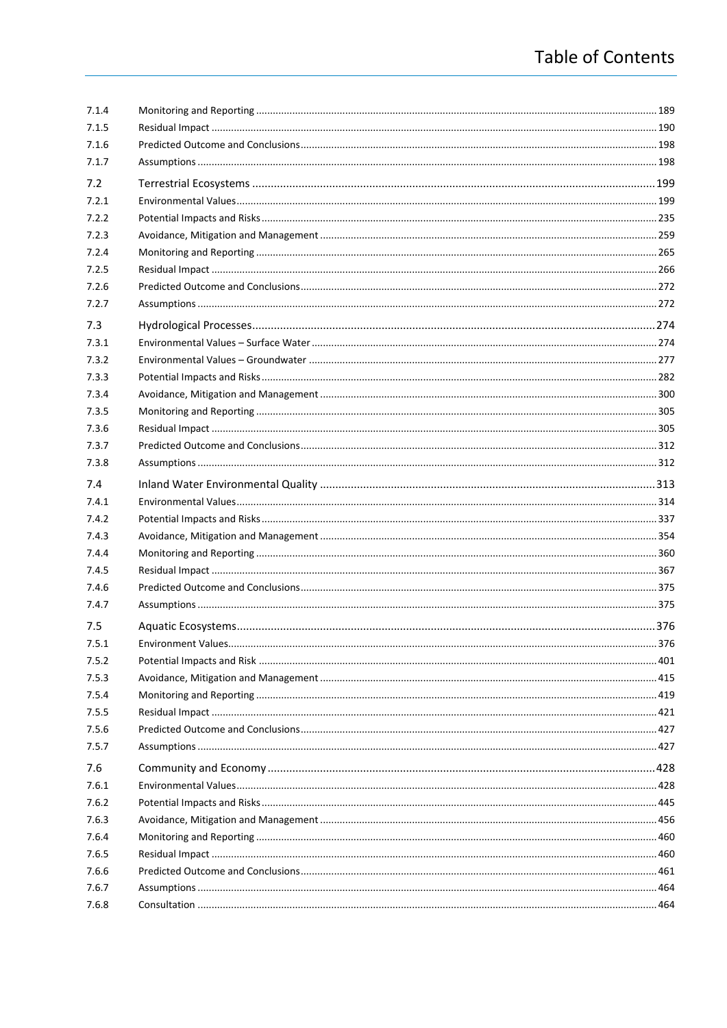| | | |
|---|---|---|
| 7.1.4 | Monitoring and Reporting | 189 |
| 7.1.5 | Residual Impact | 190 |
| 7.1.6 | Predicted Outcome and Conclusions | 198 |
| 7.1.7 | Assumptions | 198 |
| 7.2 | Terrestrial Ecosystems | 199 |
| 7.2.1 | Environmental Values | 199 |
| 7.2.2 | Potential Impacts and Risks | 235 |
| 7.2.3 | Avoidance, Mitigation and Management | 259 |
| 7.2.4 | Monitoring and Reporting | 265 |
| 7.2.5 | Residual Impact | 266 |
| 7.2.6 | Predicted Outcome and Conclusions | 272 |
| 7.2.7 | Assumptions | 272 |
| 7.3 | Hydrological Processes | 274 |
| 7.3.1 | Environmental Values – Surface Water | 274 |
| 7.3.2 | Environmental Values – Groundwater | 277 |
| 7.3.3 | Potential Impacts and Risks | 282 |
| 7.3.4 | Avoidance, Mitigation and Management | 300 |
| 7.3.5 | Monitoring and Reporting | 305 |
| 7.3.6 | Residual Impact | 305 |
| 7.3.7 | Predicted Outcome and Conclusions | 312 |
| 7.3.8 | Assumptions | 312 |
| 7.4 | Inland Water Environmental Quality | 313 |
| 7.4.1 | Environmental Values | 314 |
| 7.4.2 | Potential Impacts and Risks | 337 |
| 7.4.3 | Avoidance, Mitigation and Management | 354 |
| 7.4.4 | Monitoring and Reporting | 360 |
| 7.4.5 | Residual Impact | 367 |
| 7.4.6 | Predicted Outcome and Conclusions | 375 |
| 7.4.7 | Assumptions | 375 |
| 7.5 | Aquatic Ecosystems | 376 |
| 7.5.1 | Environment Values | 376 |
| 7.5.2 | Potential Impacts and Risk | 401 |
| 7.5.3 | Avoidance, Mitigation and Management | 415 |
| 7.5.4 | Monitoring and Reporting | 419 |
| 7.5.5 | Residual Impact | 421 |
| 7.5.6 | Predicted Outcome and Conclusions | 427 |
| 7.5.7 | Assumptions | 427 |
| 7.6 | Community and Economy | 428 |
| 7.6.1 | Environmental Values | 428 |
| 7.6.2 | Potential Impacts and Risks | 445 |
| 7.6.3 | Avoidance, Mitigation and Management | 456 |
| 7.6.4 | Monitoring and Reporting | 460 |
| 7.6.5 | Residual Impact | 460 |
| 7.6.6 | Predicted Outcome and Conclusions | 461 |
| 7.6.7 | Assumptions | 464 |
| 7.6.8 | Consultation | 464 |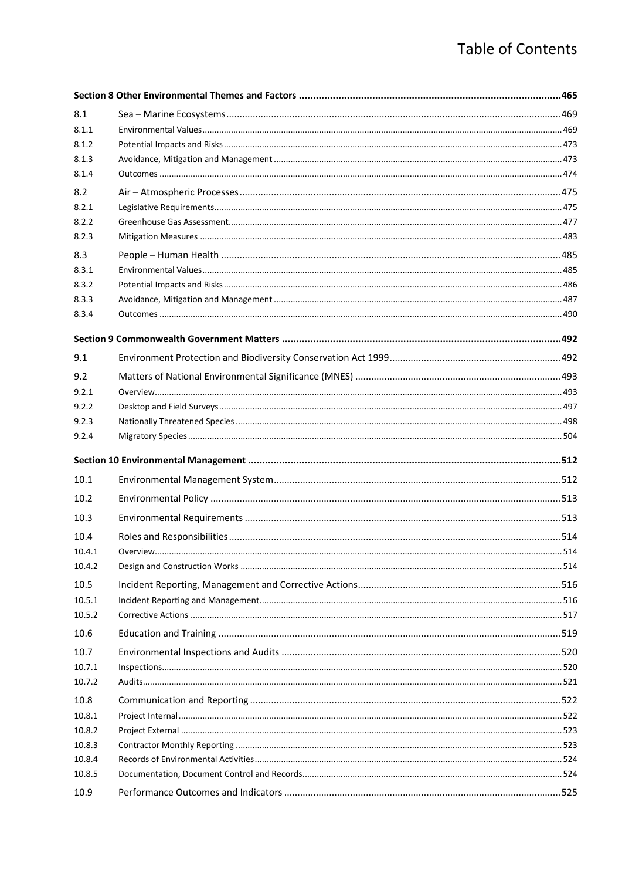# Table of Contents

**Section 8 Other Environmental Themes and Factors ..... 465**

| | | |
|---|---|---|
| 8.1 | Sea – Marine Ecosystems | 469 |
| 8.1.1 | Environmental Values | 469 |
| 8.1.2 | Potential Impacts and Risks | 473 |
| 8.1.3 | Avoidance, Mitigation and Management | 473 |
| 8.1.4 | Outcomes | 474 |
| 8.2 | Air – Atmospheric Processes | 475 |
| 8.2.1 | Legislative Requirements | 475 |
| 8.2.2 | Greenhouse Gas Assessment | 477 |
| 8.2.3 | Mitigation Measures | 483 |
| 8.3 | People – Human Health | 485 |
| 8.3.1 | Environmental Values | 485 |
| 8.3.2 | Potential Impacts and Risks | 486 |
| 8.3.3 | Avoidance, Mitigation and Management | 487 |
| 8.3.4 | Outcomes | 490 |

**Section 9 Commonwealth Government Matters ..... 492**

| | | |
|---|---|---|
| 9.1 | Environment Protection and Biodiversity Conservation Act 1999 | 492 |
| 9.2 | Matters of National Environmental Significance (MNES) | 493 |
| 9.2.1 | Overview | 493 |
| 9.2.2 | Desktop and Field Surveys | 497 |
| 9.2.3 | Nationally Threatened Species | 498 |
| 9.2.4 | Migratory Species | 504 |

**Section 10 Environmental Management ..... 512**

| | | |
|---|---|---|
| 10.1 | Environmental Management System | 512 |
| 10.2 | Environmental Policy | 513 |
| 10.3 | Environmental Requirements | 513 |
| 10.4 | Roles and Responsibilities | 514 |
| 10.4.1 | Overview | 514 |
| 10.4.2 | Design and Construction Works | 514 |
| 10.5 | Incident Reporting, Management and Corrective Actions | 516 |
| 10.5.1 | Incident Reporting and Management | 516 |
| 10.5.2 | Corrective Actions | 517 |
| 10.6 | Education and Training | 519 |
| 10.7 | Environmental Inspections and Audits | 520 |
| 10.7.1 | Inspections | 520 |
| 10.7.2 | Audits | 521 |
| 10.8 | Communication and Reporting | 522 |
| 10.8.1 | Project Internal | 522 |
| 10.8.2 | Project External | 523 |
| 10.8.3 | Contractor Monthly Reporting | 523 |
| 10.8.4 | Records of Environmental Activities | 524 |
| 10.8.5 | Documentation, Document Control and Records | 524 |
| 10.9 | Performance Outcomes and Indicators | 525 |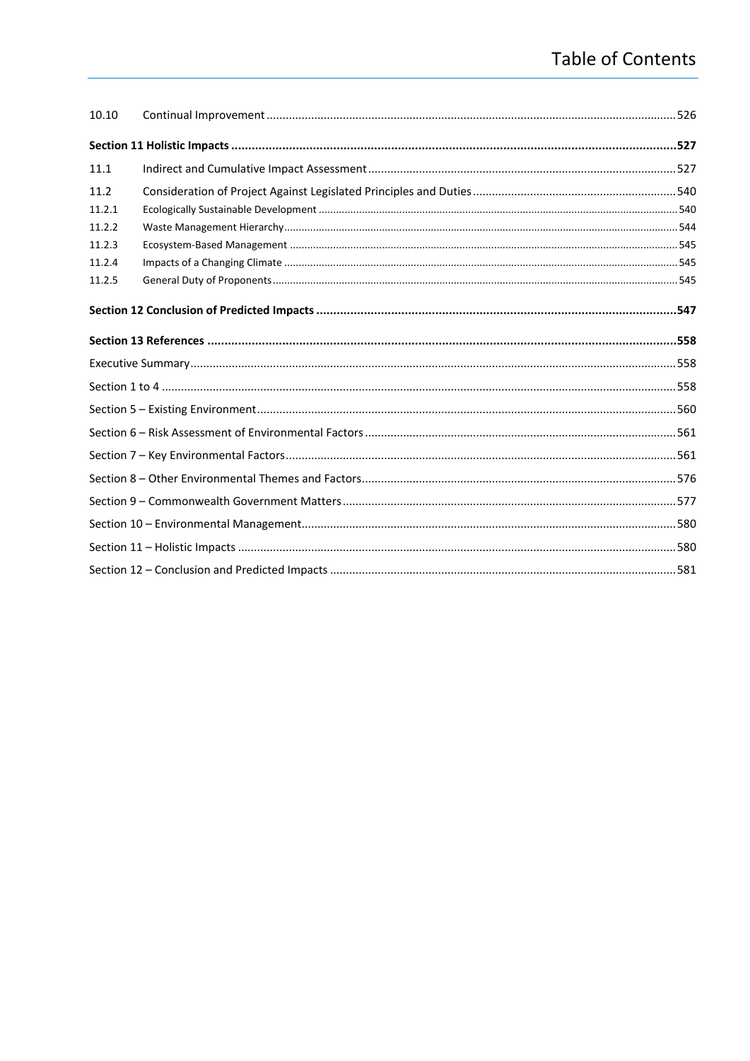| | | |
|---|---|---|
| 10.10 | Continual Improvement | 526 |
| **Section 11 Holistic Impacts** | | **527** |
| 11.1 | Indirect and Cumulative Impact Assessment | 527 |
| 11.2 | Consideration of Project Against Legislated Principles and Duties | 540 |
| 11.2.1 | Ecologically Sustainable Development | 540 |
| 11.2.2 | Waste Management Hierarchy | 544 |
| 11.2.3 | Ecosystem-Based Management | 545 |
| 11.2.4 | Impacts of a Changing Climate | 545 |
| 11.2.5 | General Duty of Proponents | 545 |
| **Section 12 Conclusion of Predicted Impacts** | | **547** |
| **Section 13 References** | | **558** |
| Executive Summary | | 558 |
| Section 1 to 4 | | 558 |
| Section 5 – Existing Environment | | 560 |
| Section 6 – Risk Assessment of Environmental Factors | | 561 |
| Section 7 – Key Environmental Factors | | 561 |
| Section 8 – Other Environmental Themes and Factors | | 576 |
| Section 9 – Commonwealth Government Matters | | 577 |
| Section 10 – Environmental Management | | 580 |
| Section 11 – Holistic Impacts | | 580 |
| Section 12 – Conclusion and Predicted Impacts | | 581 |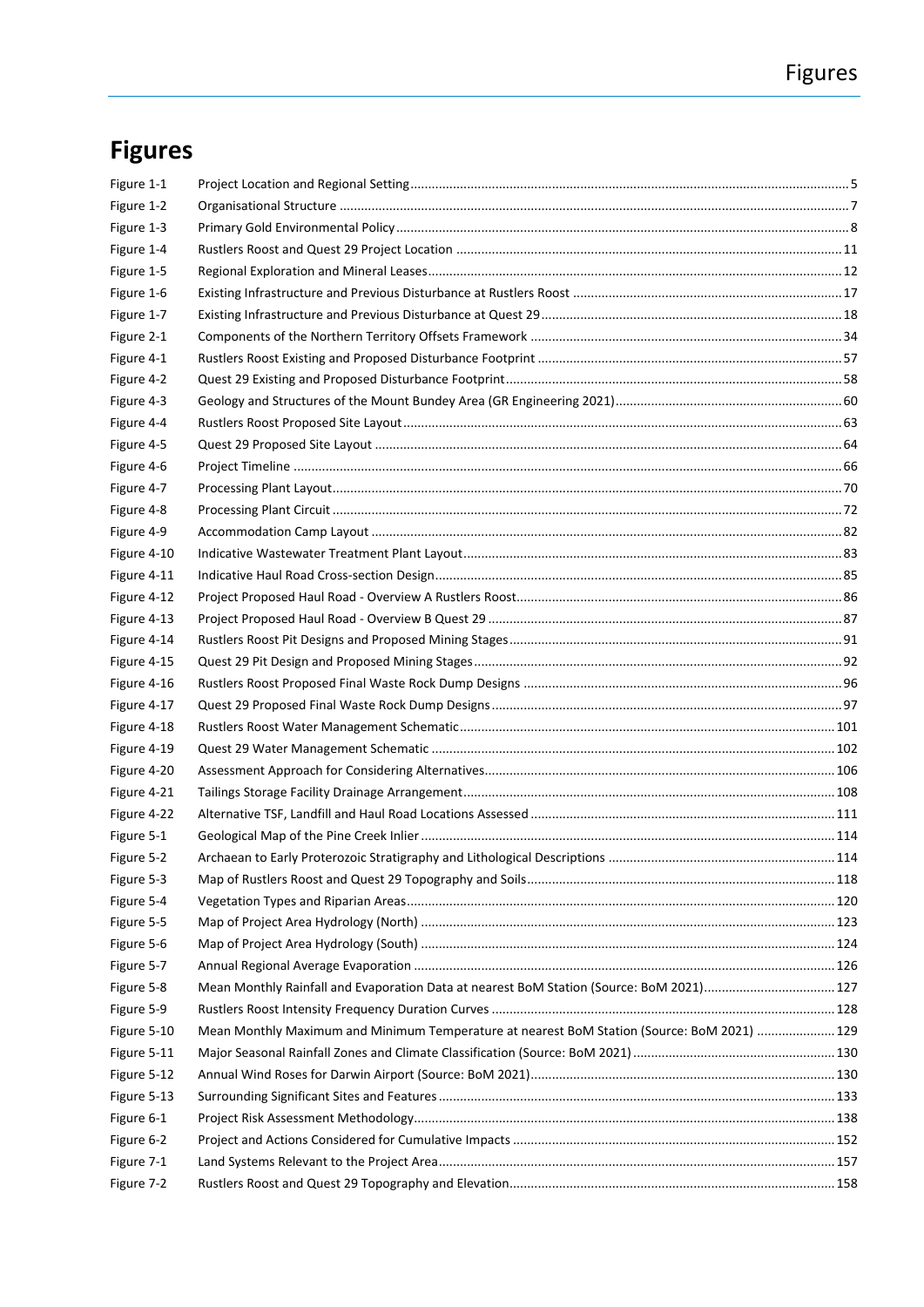# Figures

| | | |
|---|---|---|
| Figure 1-1 | Project Location and Regional Setting | 5 |
| Figure 1-2 | Organisational Structure | 7 |
| Figure 1-3 | Primary Gold Environmental Policy | 8 |
| Figure 1-4 | Rustlers Roost and Quest 29 Project Location | 11 |
| Figure 1-5 | Regional Exploration and Mineral Leases | 12 |
| Figure 1-6 | Existing Infrastructure and Previous Disturbance at Rustlers Roost | 17 |
| Figure 1-7 | Existing Infrastructure and Previous Disturbance at Quest 29 | 18 |
| Figure 2-1 | Components of the Northern Territory Offsets Framework | 34 |
| Figure 4-1 | Rustlers Roost Existing and Proposed Disturbance Footprint | 57 |
| Figure 4-2 | Quest 29 Existing and Proposed Disturbance Footprint | 58 |
| Figure 4-3 | Geology and Structures of the Mount Bundey Area (GR Engineering 2021) | 60 |
| Figure 4-4 | Rustlers Roost Proposed Site Layout | 63 |
| Figure 4-5 | Quest 29 Proposed Site Layout | 64 |
| Figure 4-6 | Project Timeline | 66 |
| Figure 4-7 | Processing Plant Layout | 70 |
| Figure 4-8 | Processing Plant Circuit | 72 |
| Figure 4-9 | Accommodation Camp Layout | 82 |
| Figure 4-10 | Indicative Wastewater Treatment Plant Layout | 83 |
| Figure 4-11 | Indicative Haul Road Cross-section Design | 85 |
| Figure 4-12 | Project Proposed Haul Road - Overview A Rustlers Roost | 86 |
| Figure 4-13 | Project Proposed Haul Road - Overview B Quest 29 | 87 |
| Figure 4-14 | Rustlers Roost Pit Designs and Proposed Mining Stages | 91 |
| Figure 4-15 | Quest 29 Pit Design and Proposed Mining Stages | 92 |
| Figure 4-16 | Rustlers Roost Proposed Final Waste Rock Dump Designs | 96 |
| Figure 4-17 | Quest 29 Proposed Final Waste Rock Dump Designs | 97 |
| Figure 4-18 | Rustlers Roost Water Management Schematic | 101 |
| Figure 4-19 | Quest 29 Water Management Schematic | 102 |
| Figure 4-20 | Assessment Approach for Considering Alternatives | 106 |
| Figure 4-21 | Tailings Storage Facility Drainage Arrangement | 108 |
| Figure 4-22 | Alternative TSF, Landfill and Haul Road Locations Assessed | 111 |
| Figure 5-1 | Geological Map of the Pine Creek Inlier | 114 |
| Figure 5-2 | Archaean to Early Proterozoic Stratigraphy and Lithological Descriptions | 114 |
| Figure 5-3 | Map of Rustlers Roost and Quest 29 Topography and Soils | 118 |
| Figure 5-4 | Vegetation Types and Riparian Areas | 120 |
| Figure 5-5 | Map of Project Area Hydrology (North) | 123 |
| Figure 5-6 | Map of Project Area Hydrology (South) | 124 |
| Figure 5-7 | Annual Regional Average Evaporation | 126 |
| Figure 5-8 | Mean Monthly Rainfall and Evaporation Data at nearest BoM Station (Source: BoM 2021) | 127 |
| Figure 5-9 | Rustlers Roost Intensity Frequency Duration Curves | 128 |
| Figure 5-10 | Mean Monthly Maximum and Minimum Temperature at nearest BoM Station (Source: BoM 2021) | 129 |
| Figure 5-11 | Major Seasonal Rainfall Zones and Climate Classification (Source: BoM 2021) | 130 |
| Figure 5-12 | Annual Wind Roses for Darwin Airport (Source: BoM 2021) | 130 |
| Figure 5-13 | Surrounding Significant Sites and Features | 133 |
| Figure 6-1 | Project Risk Assessment Methodology | 138 |
| Figure 6-2 | Project and Actions Considered for Cumulative Impacts | 152 |
| Figure 7-1 | Land Systems Relevant to the Project Area | 157 |
| Figure 7-2 | Rustlers Roost and Quest 29 Topography and Elevation | 158 |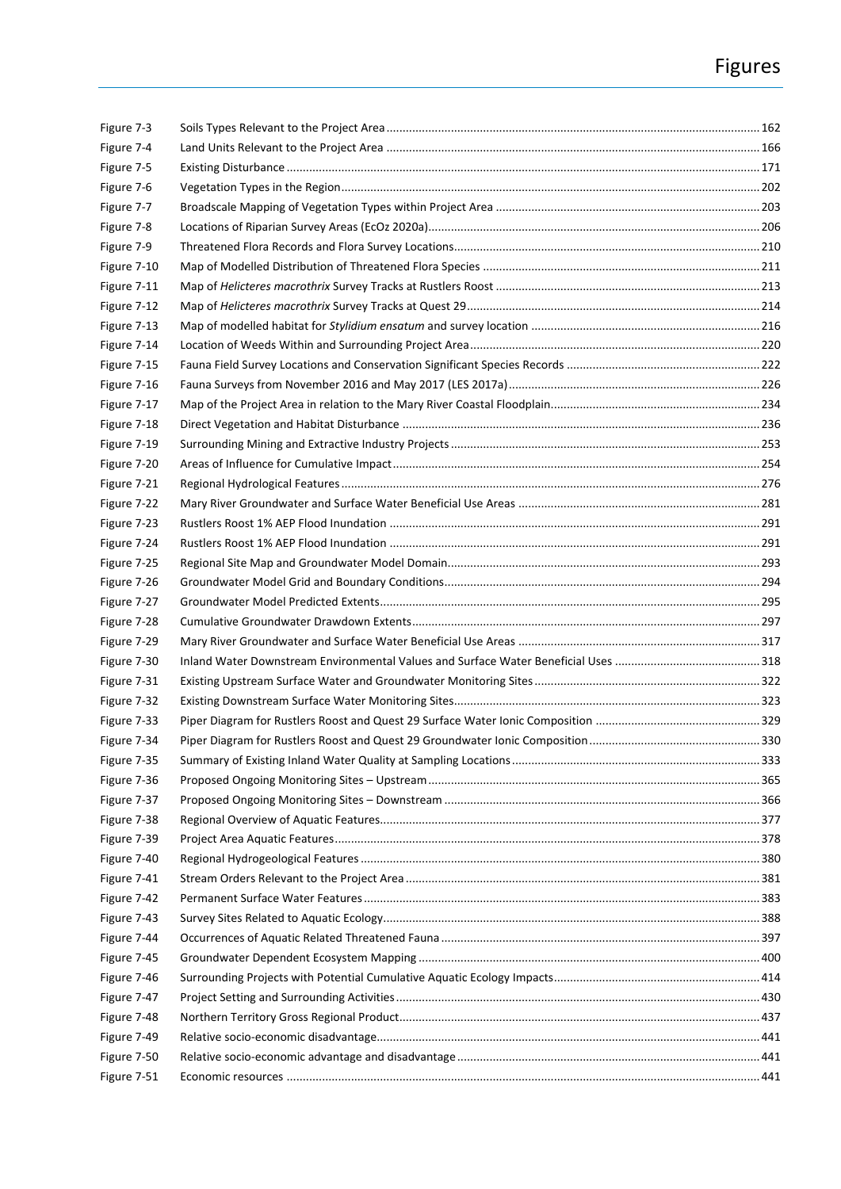# Figures

| | | |
|---|---|---|
| Figure 7-3 | Soils Types Relevant to the Project Area | 162 |
| Figure 7-4 | Land Units Relevant to the Project Area | 166 |
| Figure 7-5 | Existing Disturbance | 171 |
| Figure 7-6 | Vegetation Types in the Region | 202 |
| Figure 7-7 | Broadscale Mapping of Vegetation Types within Project Area | 203 |
| Figure 7-8 | Locations of Riparian Survey Areas (EcOz 2020a) | 206 |
| Figure 7-9 | Threatened Flora Records and Flora Survey Locations | 210 |
| Figure 7-10 | Map of Modelled Distribution of Threatened Flora Species | 211 |
| Figure 7-11 | Map of *Helicteres macrothrix* Survey Tracks at Rustlers Roost | 213 |
| Figure 7-12 | Map of *Helicteres macrothrix* Survey Tracks at Quest 29 | 214 |
| Figure 7-13 | Map of modelled habitat for *Stylidium ensatum* and survey location | 216 |
| Figure 7-14 | Location of Weeds Within and Surrounding Project Area | 220 |
| Figure 7-15 | Fauna Field Survey Locations and Conservation Significant Species Records | 222 |
| Figure 7-16 | Fauna Surveys from November 2016 and May 2017 (LES 2017a) | 226 |
| Figure 7-17 | Map of the Project Area in relation to the Mary River Coastal Floodplain | 234 |
| Figure 7-18 | Direct Vegetation and Habitat Disturbance | 236 |
| Figure 7-19 | Surrounding Mining and Extractive Industry Projects | 253 |
| Figure 7-20 | Areas of Influence for Cumulative Impact | 254 |
| Figure 7-21 | Regional Hydrological Features | 276 |
| Figure 7-22 | Mary River Groundwater and Surface Water Beneficial Use Areas | 281 |
| Figure 7-23 | Rustlers Roost 1% AEP Flood Inundation | 291 |
| Figure 7-24 | Rustlers Roost 1% AEP Flood Inundation | 291 |
| Figure 7-25 | Regional Site Map and Groundwater Model Domain | 293 |
| Figure 7-26 | Groundwater Model Grid and Boundary Conditions | 294 |
| Figure 7-27 | Groundwater Model Predicted Extents | 295 |
| Figure 7-28 | Cumulative Groundwater Drawdown Extents | 297 |
| Figure 7-29 | Mary River Groundwater and Surface Water Beneficial Use Areas | 317 |
| Figure 7-30 | Inland Water Downstream Environmental Values and Surface Water Beneficial Uses | 318 |
| Figure 7-31 | Existing Upstream Surface Water and Groundwater Monitoring Sites | 322 |
| Figure 7-32 | Existing Downstream Surface Water Monitoring Sites | 323 |
| Figure 7-33 | Piper Diagram for Rustlers Roost and Quest 29 Surface Water Ionic Composition | 329 |
| Figure 7-34 | Piper Diagram for Rustlers Roost and Quest 29 Groundwater Ionic Composition | 330 |
| Figure 7-35 | Summary of Existing Inland Water Quality at Sampling Locations | 333 |
| Figure 7-36 | Proposed Ongoing Monitoring Sites – Upstream | 365 |
| Figure 7-37 | Proposed Ongoing Monitoring Sites – Downstream | 366 |
| Figure 7-38 | Regional Overview of Aquatic Features | 377 |
| Figure 7-39 | Project Area Aquatic Features | 378 |
| Figure 7-40 | Regional Hydrogeological Features | 380 |
| Figure 7-41 | Stream Orders Relevant to the Project Area | 381 |
| Figure 7-42 | Permanent Surface Water Features | 383 |
| Figure 7-43 | Survey Sites Related to Aquatic Ecology | 388 |
| Figure 7-44 | Occurrences of Aquatic Related Threatened Fauna | 397 |
| Figure 7-45 | Groundwater Dependent Ecosystem Mapping | 400 |
| Figure 7-46 | Surrounding Projects with Potential Cumulative Aquatic Ecology Impacts | 414 |
| Figure 7-47 | Project Setting and Surrounding Activities | 430 |
| Figure 7-48 | Northern Territory Gross Regional Product | 437 |
| Figure 7-49 | Relative socio-economic disadvantage | 441 |
| Figure 7-50 | Relative socio-economic advantage and disadvantage | 441 |
| Figure 7-51 | Economic resources | 441 |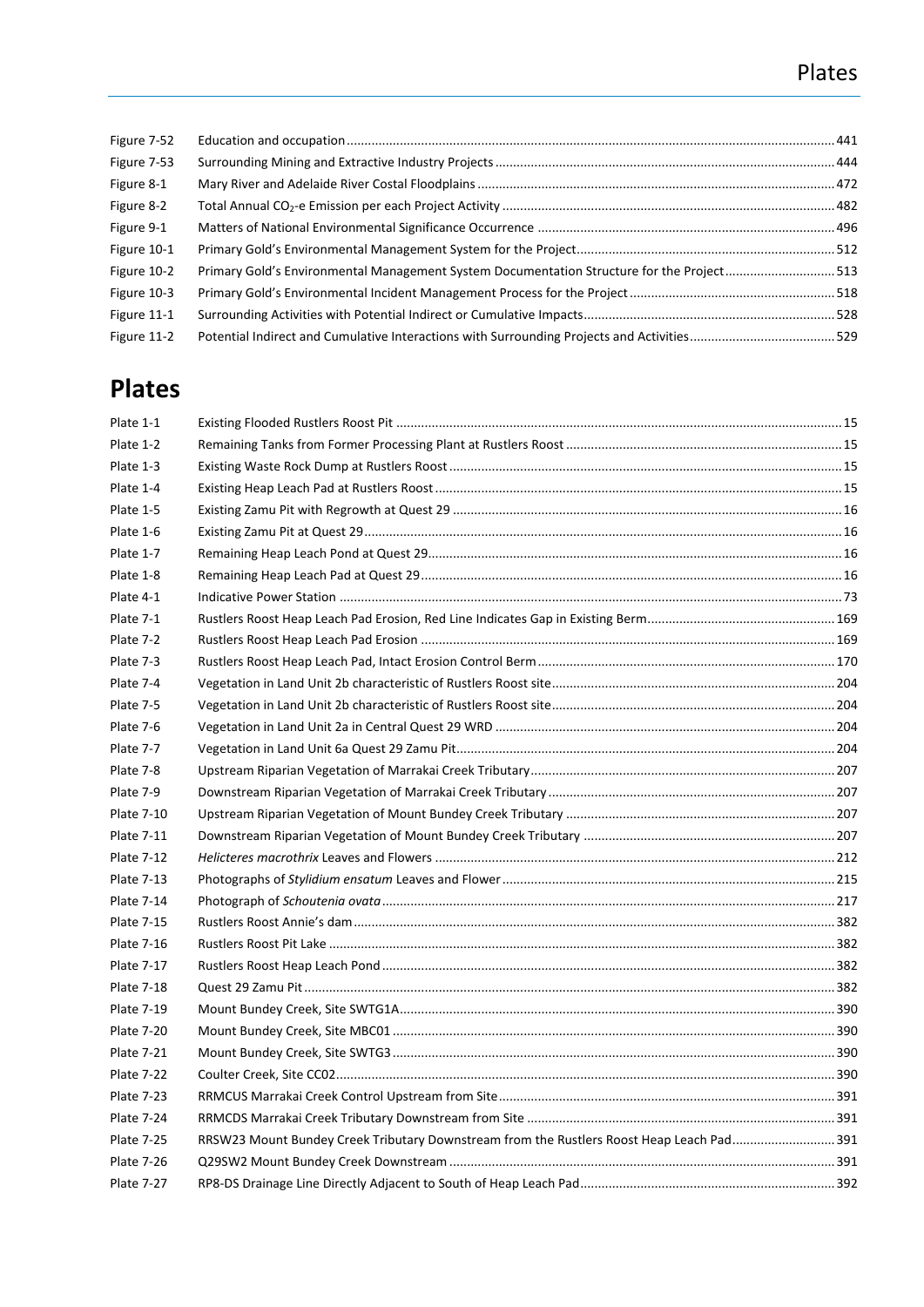| | | |
|---|---|---|
| Figure 7-52 | Education and occupation | 441 |
| Figure 7-53 | Surrounding Mining and Extractive Industry Projects | 444 |
| Figure 8-1 | Mary River and Adelaide River Costal Floodplains | 472 |
| Figure 8-2 | Total Annual $CO_2$-e Emission per each Project Activity | 482 |
| Figure 9-1 | Matters of National Environmental Significance Occurrence | 496 |
| Figure 10-1 | Primary Gold's Environmental Management System for the Project | 512 |
| Figure 10-2 | Primary Gold's Environmental Management System Documentation Structure for the Project | 513 |
| Figure 10-3 | Primary Gold's Environmental Incident Management Process for the Project | 518 |
| Figure 11-1 | Surrounding Activities with Potential Indirect or Cumulative Impacts | 528 |
| Figure 11-2 | Potential Indirect and Cumulative Interactions with Surrounding Projects and Activities | 529 |

# Plates

| | | |
|---|---|---|
| Plate 1-1 | Existing Flooded Rustlers Roost Pit | 15 |
| Plate 1-2 | Remaining Tanks from Former Processing Plant at Rustlers Roost | 15 |
| Plate 1-3 | Existing Waste Rock Dump at Rustlers Roost | 15 |
| Plate 1-4 | Existing Heap Leach Pad at Rustlers Roost | 15 |
| Plate 1-5 | Existing Zamu Pit with Regrowth at Quest 29 | 16 |
| Plate 1-6 | Existing Zamu Pit at Quest 29 | 16 |
| Plate 1-7 | Remaining Heap Leach Pond at Quest 29 | 16 |
| Plate 1-8 | Remaining Heap Leach Pad at Quest 29 | 16 |
| Plate 4-1 | Indicative Power Station | 73 |
| Plate 7-1 | Rustlers Roost Heap Leach Pad Erosion, Red Line Indicates Gap in Existing Berm | 169 |
| Plate 7-2 | Rustlers Roost Heap Leach Pad Erosion | 169 |
| Plate 7-3 | Rustlers Roost Heap Leach Pad, Intact Erosion Control Berm | 170 |
| Plate 7-4 | Vegetation in Land Unit 2b characteristic of Rustlers Roost site | 204 |
| Plate 7-5 | Vegetation in Land Unit 2b characteristic of Rustlers Roost site | 204 |
| Plate 7-6 | Vegetation in Land Unit 2a in Central Quest 29 WRD | 204 |
| Plate 7-7 | Vegetation in Land Unit 6a Quest 29 Zamu Pit | 204 |
| Plate 7-8 | Upstream Riparian Vegetation of Marrakai Creek Tributary | 207 |
| Plate 7-9 | Downstream Riparian Vegetation of Marrakai Creek Tributary | 207 |
| Plate 7-10 | Upstream Riparian Vegetation of Mount Bundey Creek Tributary | 207 |
| Plate 7-11 | Downstream Riparian Vegetation of Mount Bundey Creek Tributary | 207 |
| Plate 7-12 | *Helicteres macrothrix* Leaves and Flowers | 212 |
| Plate 7-13 | Photographs of *Stylidium ensatum* Leaves and Flower | 215 |
| Plate 7-14 | Photograph of *Schoutenia ovata* | 217 |
| Plate 7-15 | Rustlers Roost Annie's dam | 382 |
| Plate 7-16 | Rustlers Roost Pit Lake | 382 |
| Plate 7-17 | Rustlers Roost Heap Leach Pond | 382 |
| Plate 7-18 | Quest 29 Zamu Pit | 382 |
| Plate 7-19 | Mount Bundey Creek, Site SWTG1A | 390 |
| Plate 7-20 | Mount Bundey Creek, Site MBC01 | 390 |
| Plate 7-21 | Mount Bundey Creek, Site SWTG3 | 390 |
| Plate 7-22 | Coulter Creek, Site CC02 | 390 |
| Plate 7-23 | RRMCUS Marrakai Creek Control Upstream from Site | 391 |
| Plate 7-24 | RRMCDS Marrakai Creek Tributary Downstream from Site | 391 |
| Plate 7-25 | RRSW23 Mount Bundey Creek Tributary Downstream from the Rustlers Roost Heap Leach Pad | 391 |
| Plate 7-26 | Q29SW2 Mount Bundey Creek Downstream | 391 |
| Plate 7-27 | RP8-DS Drainage Line Directly Adjacent to South of Heap Leach Pad | 392 |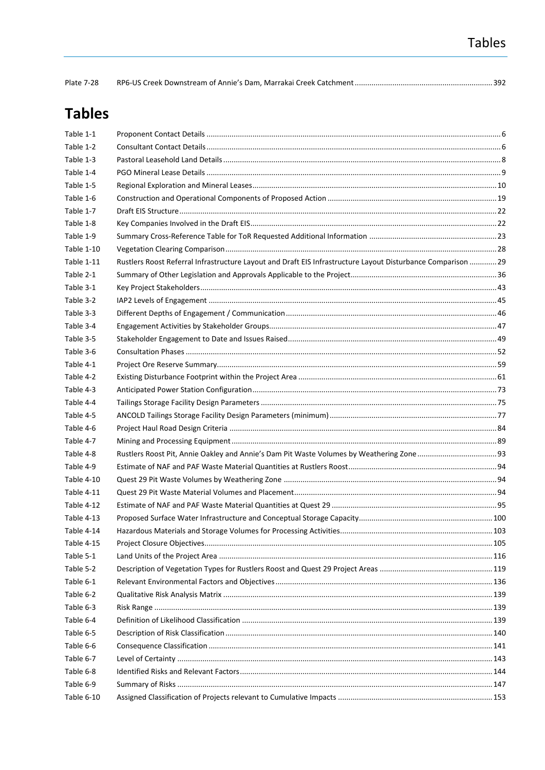| | | |
|---|---|---|
| Plate 7-28 | RP6-US Creek Downstream of Annie's Dam, Marrakai Creek Catchment | 392 |

# Tables

| | | |
|---|---|---|
| Table 1-1 | Proponent Contact Details | 6 |
| Table 1-2 | Consultant Contact Details | 6 |
| Table 1-3 | Pastoral Leasehold Land Details | 8 |
| Table 1-4 | PGO Mineral Lease Details | 9 |
| Table 1-5 | Regional Exploration and Mineral Leases | 10 |
| Table 1-6 | Construction and Operational Components of Proposed Action | 19 |
| Table 1-7 | Draft EIS Structure | 22 |
| Table 1-8 | Key Companies Involved in the Draft EIS | 22 |
| Table 1-9 | Summary Cross-Reference Table for ToR Requested Additional Information | 23 |
| Table 1-10 | Vegetation Clearing Comparison | 28 |
| Table 1-11 | Rustlers Roost Referral Infrastructure Layout and Draft EIS Infrastructure Layout Disturbance Comparison | 29 |
| Table 2-1 | Summary of Other Legislation and Approvals Applicable to the Project | 36 |
| Table 3-1 | Key Project Stakeholders | 43 |
| Table 3-2 | IAP2 Levels of Engagement | 45 |
| Table 3-3 | Different Depths of Engagement / Communication | 46 |
| Table 3-4 | Engagement Activities by Stakeholder Groups | 47 |
| Table 3-5 | Stakeholder Engagement to Date and Issues Raised | 49 |
| Table 3-6 | Consultation Phases | 52 |
| Table 4-1 | Project Ore Reserve Summary | 59 |
| Table 4-2 | Existing Disturbance Footprint within the Project Area | 61 |
| Table 4-3 | Anticipated Power Station Configuration | 73 |
| Table 4-4 | Tailings Storage Facility Design Parameters | 75 |
| Table 4-5 | ANCOLD Tailings Storage Facility Design Parameters (minimum) | 77 |
| Table 4-6 | Project Haul Road Design Criteria | 84 |
| Table 4-7 | Mining and Processing Equipment | 89 |
| Table 4-8 | Rustlers Roost Pit, Annie Oakley and Annie's Dam Pit Waste Volumes by Weathering Zone | 93 |
| Table 4-9 | Estimate of NAF and PAF Waste Material Quantities at Rustlers Roost | 94 |
| Table 4-10 | Quest 29 Pit Waste Volumes by Weathering Zone | 94 |
| Table 4-11 | Quest 29 Pit Waste Material Volumes and Placement | 94 |
| Table 4-12 | Estimate of NAF and PAF Waste Material Quantities at Quest 29 | 95 |
| Table 4-13 | Proposed Surface Water Infrastructure and Conceptual Storage Capacity | 100 |
| Table 4-14 | Hazardous Materials and Storage Volumes for Processing Activities | 103 |
| Table 4-15 | Project Closure Objectives | 105 |
| Table 5-1 | Land Units of the Project Area | 116 |
| Table 5-2 | Description of Vegetation Types for Rustlers Roost and Quest 29 Project Areas | 119 |
| Table 6-1 | Relevant Environmental Factors and Objectives | 136 |
| Table 6-2 | Qualitative Risk Analysis Matrix | 139 |
| Table 6-3 | Risk Range | 139 |
| Table 6-4 | Definition of Likelihood Classification | 139 |
| Table 6-5 | Description of Risk Classification | 140 |
| Table 6-6 | Consequence Classification | 141 |
| Table 6-7 | Level of Certainty | 143 |
| Table 6-8 | Identified Risks and Relevant Factors | 144 |
| Table 6-9 | Summary of Risks | 147 |
| Table 6-10 | Assigned Classification of Projects relevant to Cumulative Impacts | 153 |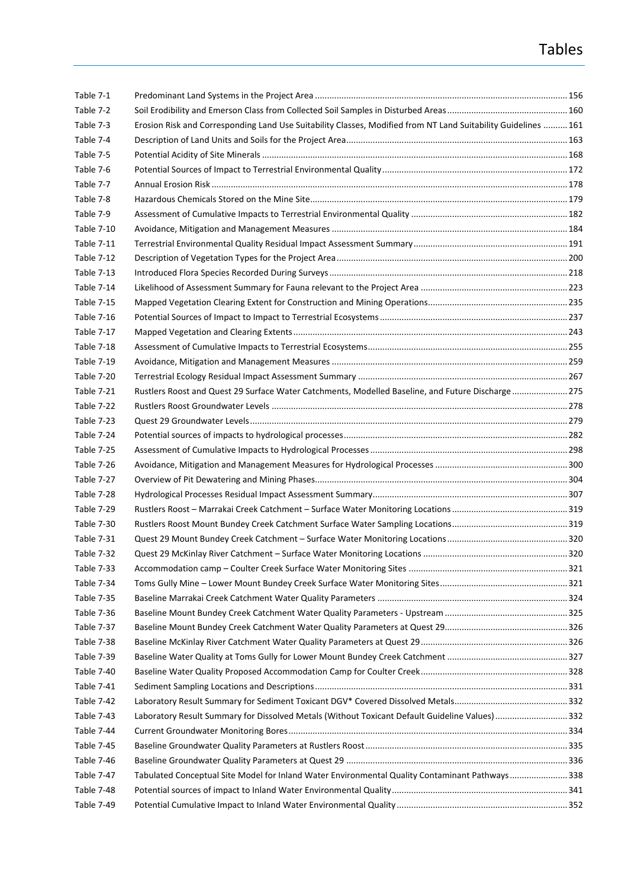# Tables

| | | |
|---|---|---|
| Table 7-1 | Predominant Land Systems in the Project Area | 156 |
| Table 7-2 | Soil Erodibility and Emerson Class from Collected Soil Samples in Disturbed Areas | 160 |
| Table 7-3 | Erosion Risk and Corresponding Land Use Suitability Classes, Modified from NT Land Suitability Guidelines | 161 |
| Table 7-4 | Description of Land Units and Soils for the Project Area | 163 |
| Table 7-5 | Potential Acidity of Site Minerals | 168 |
| Table 7-6 | Potential Sources of Impact to Terrestrial Environmental Quality | 172 |
| Table 7-7 | Annual Erosion Risk | 178 |
| Table 7-8 | Hazardous Chemicals Stored on the Mine Site | 179 |
| Table 7-9 | Assessment of Cumulative Impacts to Terrestrial Environmental Quality | 182 |
| Table 7-10 | Avoidance, Mitigation and Management Measures | 184 |
| Table 7-11 | Terrestrial Environmental Quality Residual Impact Assessment Summary | 191 |
| Table 7-12 | Description of Vegetation Types for the Project Area | 200 |
| Table 7-13 | Introduced Flora Species Recorded During Surveys | 218 |
| Table 7-14 | Likelihood of Assessment Summary for Fauna relevant to the Project Area | 223 |
| Table 7-15 | Mapped Vegetation Clearing Extent for Construction and Mining Operations | 235 |
| Table 7-16 | Potential Sources of Impact to Impact to Terrestrial Ecosystems | 237 |
| Table 7-17 | Mapped Vegetation and Clearing Extents | 243 |
| Table 7-18 | Assessment of Cumulative Impacts to Terrestrial Ecosystems | 255 |
| Table 7-19 | Avoidance, Mitigation and Management Measures | 259 |
| Table 7-20 | Terrestrial Ecology Residual Impact Assessment Summary | 267 |
| Table 7-21 | Rustlers Roost and Quest 29 Surface Water Catchments, Modelled Baseline, and Future Discharge | 275 |
| Table 7-22 | Rustlers Roost Groundwater Levels | 278 |
| Table 7-23 | Quest 29 Groundwater Levels | 279 |
| Table 7-24 | Potential sources of impacts to hydrological processes | 282 |
| Table 7-25 | Assessment of Cumulative Impacts to Hydrological Processes | 298 |
| Table 7-26 | Avoidance, Mitigation and Management Measures for Hydrological Processes | 300 |
| Table 7-27 | Overview of Pit Dewatering and Mining Phases | 304 |
| Table 7-28 | Hydrological Processes Residual Impact Assessment Summary | 307 |
| Table 7-29 | Rustlers Roost – Marrakai Creek Catchment – Surface Water Monitoring Locations | 319 |
| Table 7-30 | Rustlers Roost Mount Bundey Creek Catchment Surface Water Sampling Locations | 319 |
| Table 7-31 | Quest 29 Mount Bundey Creek Catchment – Surface Water Monitoring Locations | 320 |
| Table 7-32 | Quest 29 McKinlay River Catchment – Surface Water Monitoring Locations | 320 |
| Table 7-33 | Accommodation camp – Coulter Creek Surface Water Monitoring Sites | 321 |
| Table 7-34 | Toms Gully Mine – Lower Mount Bundey Creek Surface Water Monitoring Sites | 321 |
| Table 7-35 | Baseline Marrakai Creek Catchment Water Quality Parameters | 324 |
| Table 7-36 | Baseline Mount Bundey Creek Catchment Water Quality Parameters - Upstream | 325 |
| Table 7-37 | Baseline Mount Bundey Creek Catchment Water Quality Parameters at Quest 29 | 326 |
| Table 7-38 | Baseline McKinlay River Catchment Water Quality Parameters at Quest 29 | 326 |
| Table 7-39 | Baseline Water Quality at Toms Gully for Lower Mount Bundey Creek Catchment | 327 |
| Table 7-40 | Baseline Water Quality Proposed Accommodation Camp for Coulter Creek | 328 |
| Table 7-41 | Sediment Sampling Locations and Descriptions | 331 |
| Table 7-42 | Laboratory Result Summary for Sediment Toxicant DGV* Covered Dissolved Metals | 332 |
| Table 7-43 | Laboratory Result Summary for Dissolved Metals (Without Toxicant Default Guideline Values) | 332 |
| Table 7-44 | Current Groundwater Monitoring Bores | 334 |
| Table 7-45 | Baseline Groundwater Quality Parameters at Rustlers Roost | 335 |
| Table 7-46 | Baseline Groundwater Quality Parameters at Quest 29 | 336 |
| Table 7-47 | Tabulated Conceptual Site Model for Inland Water Environmental Quality Contaminant Pathways | 338 |
| Table 7-48 | Potential sources of impact to Inland Water Environmental Quality | 341 |
| Table 7-49 | Potential Cumulative Impact to Inland Water Environmental Quality | 352 |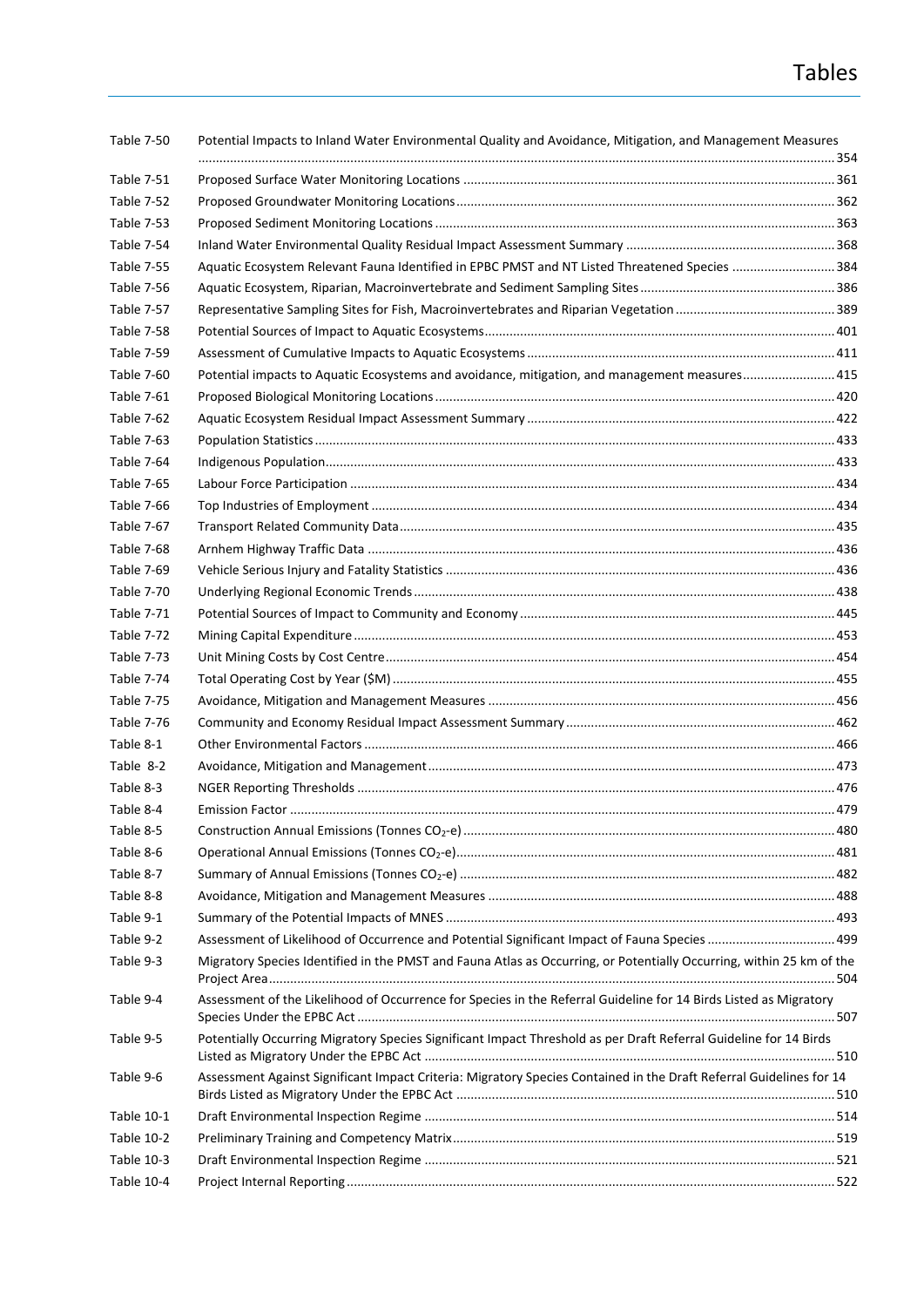# Tables

| | | |
|---|---|---|
| Table 7-50 | Potential Impacts to Inland Water Environmental Quality and Avoidance, Mitigation, and Management Measures | 354 |
| Table 7-51 | Proposed Surface Water Monitoring Locations | 361 |
| Table 7-52 | Proposed Groundwater Monitoring Locations | 362 |
| Table 7-53 | Proposed Sediment Monitoring Locations | 363 |
| Table 7-54 | Inland Water Environmental Quality Residual Impact Assessment Summary | 368 |
| Table 7-55 | Aquatic Ecosystem Relevant Fauna Identified in EPBC PMST and NT Listed Threatened Species | 384 |
| Table 7-56 | Aquatic Ecosystem, Riparian, Macroinvertebrate and Sediment Sampling Sites | 386 |
| Table 7-57 | Representative Sampling Sites for Fish, Macroinvertebrates and Riparian Vegetation | 389 |
| Table 7-58 | Potential Sources of Impact to Aquatic Ecosystems | 401 |
| Table 7-59 | Assessment of Cumulative Impacts to Aquatic Ecosystems | 411 |
| Table 7-60 | Potential impacts to Aquatic Ecosystems and avoidance, mitigation, and management measures | 415 |
| Table 7-61 | Proposed Biological Monitoring Locations | 420 |
| Table 7-62 | Aquatic Ecosystem Residual Impact Assessment Summary | 422 |
| Table 7-63 | Population Statistics | 433 |
| Table 7-64 | Indigenous Population | 433 |
| Table 7-65 | Labour Force Participation | 434 |
| Table 7-66 | Top Industries of Employment | 434 |
| Table 7-67 | Transport Related Community Data | 435 |
| Table 7-68 | Arnhem Highway Traffic Data | 436 |
| Table 7-69 | Vehicle Serious Injury and Fatality Statistics | 436 |
| Table 7-70 | Underlying Regional Economic Trends | 438 |
| Table 7-71 | Potential Sources of Impact to Community and Economy | 445 |
| Table 7-72 | Mining Capital Expenditure | 453 |
| Table 7-73 | Unit Mining Costs by Cost Centre | 454 |
| Table 7-74 | Total Operating Cost by Year ($M) | 455 |
| Table 7-75 | Avoidance, Mitigation and Management Measures | 456 |
| Table 7-76 | Community and Economy Residual Impact Assessment Summary | 462 |
| Table 8-1 | Other Environmental Factors | 466 |
| Table 8-2 | Avoidance, Mitigation and Management | 473 |
| Table 8-3 | NGER Reporting Thresholds | 476 |
| Table 8-4 | Emission Factor | 479 |
| Table 8-5 | Construction Annual Emissions (Tonnes $CO_2$-e) | 480 |
| Table 8-6 | Operational Annual Emissions (Tonnes $CO_2$-e) | 481 |
| Table 8-7 | Summary of Annual Emissions (Tonnes $CO_2$-e) | 482 |
| Table 8-8 | Avoidance, Mitigation and Management Measures | 488 |
| Table 9-1 | Summary of the Potential Impacts of MNES | 493 |
| Table 9-2 | Assessment of Likelihood of Occurrence and Potential Significant Impact of Fauna Species | 499 |
| Table 9-3 | Migratory Species Identified in the PMST and Fauna Atlas as Occurring, or Potentially Occurring, within 25 km of the Project Area | 504 |
| Table 9-4 | Assessment of the Likelihood of Occurrence for Species in the Referral Guideline for 14 Birds Listed as Migratory Species Under the EPBC Act | 507 |
| Table 9-5 | Potentially Occurring Migratory Species Significant Impact Threshold as per Draft Referral Guideline for 14 Birds Listed as Migratory Under the EPBC Act | 510 |
| Table 9-6 | Assessment Against Significant Impact Criteria: Migratory Species Contained in the Draft Referral Guidelines for 14 Birds Listed as Migratory Under the EPBC Act | 510 |
| Table 10-1 | Draft Environmental Inspection Regime | 514 |
| Table 10-2 | Preliminary Training and Competency Matrix | 519 |
| Table 10-3 | Draft Environmental Inspection Regime | 521 |
| Table 10-4 | Project Internal Reporting | 522 |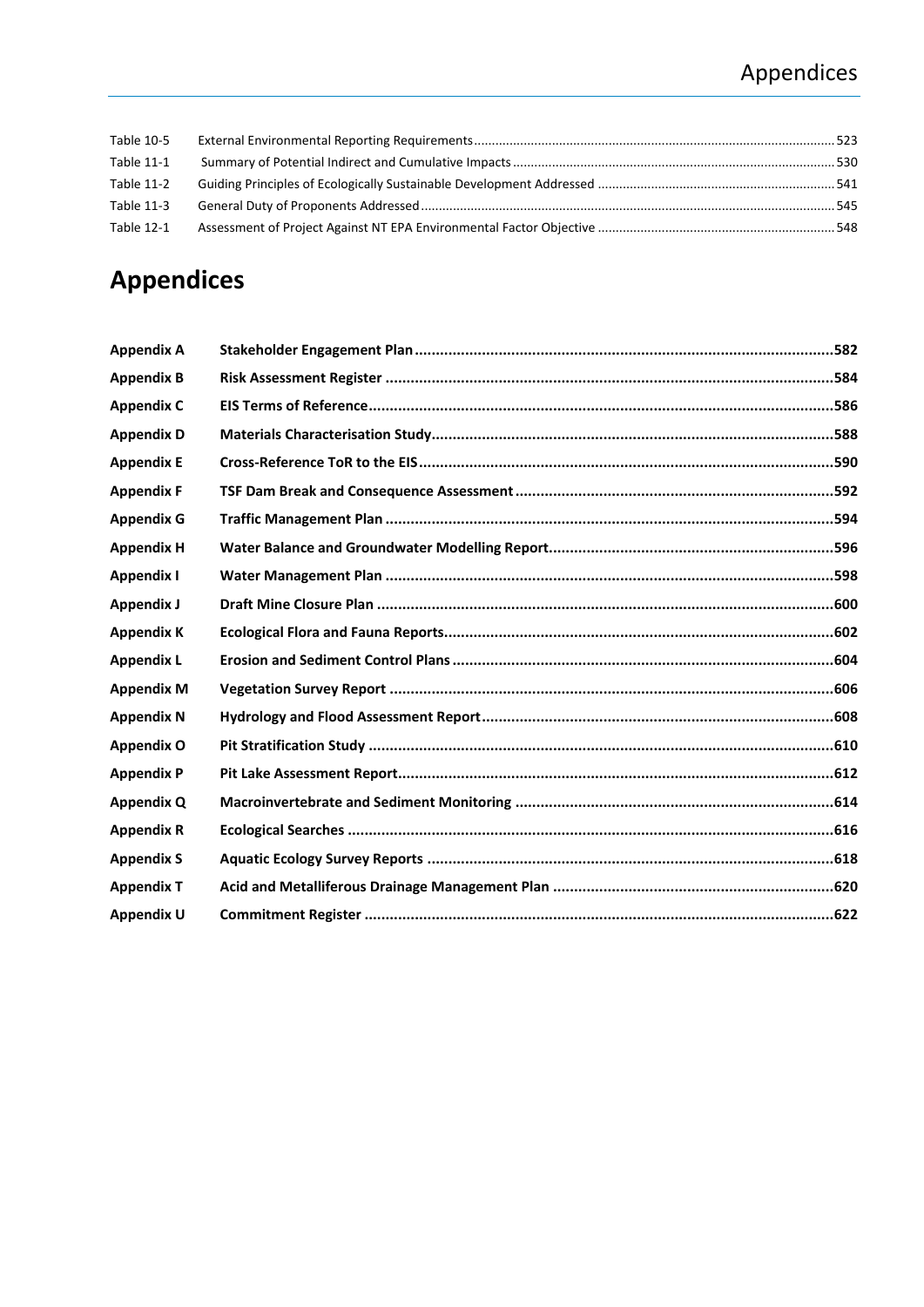| | | |
|---|---|---|
| Table 10-5 | External Environmental Reporting Requirements | 523 |
| Table 11-1 | Summary of Potential Indirect and Cumulative Impacts | 530 |
| Table 11-2 | Guiding Principles of Ecologically Sustainable Development Addressed | 541 |
| Table 11-3 | General Duty of Proponents Addressed | 545 |
| Table 12-1 | Assessment of Project Against NT EPA Environmental Factor Objective | 548 |

# Appendices

| | | |
|---|---|---|
| **Appendix A** | **Stakeholder Engagement Plan** | **582** |
| **Appendix B** | **Risk Assessment Register** | **584** |
| **Appendix C** | **EIS Terms of Reference** | **586** |
| **Appendix D** | **Materials Characterisation Study** | **588** |
| **Appendix E** | **Cross-Reference ToR to the EIS** | **590** |
| **Appendix F** | **TSF Dam Break and Consequence Assessment** | **592** |
| **Appendix G** | **Traffic Management Plan** | **594** |
| **Appendix H** | **Water Balance and Groundwater Modelling Report** | **596** |
| **Appendix I** | **Water Management Plan** | **598** |
| **Appendix J** | **Draft Mine Closure Plan** | **600** |
| **Appendix K** | **Ecological Flora and Fauna Reports** | **602** |
| **Appendix L** | **Erosion and Sediment Control Plans** | **604** |
| **Appendix M** | **Vegetation Survey Report** | **606** |
| **Appendix N** | **Hydrology and Flood Assessment Report** | **608** |
| **Appendix O** | **Pit Stratification Study** | **610** |
| **Appendix P** | **Pit Lake Assessment Report** | **612** |
| **Appendix Q** | **Macroinvertebrate and Sediment Monitoring** | **614** |
| **Appendix R** | **Ecological Searches** | **616** |
| **Appendix S** | **Aquatic Ecology Survey Reports** | **618** |
| **Appendix T** | **Acid and Metalliferous Drainage Management Plan** | **620** |
| **Appendix U** | **Commitment Register** | **622** |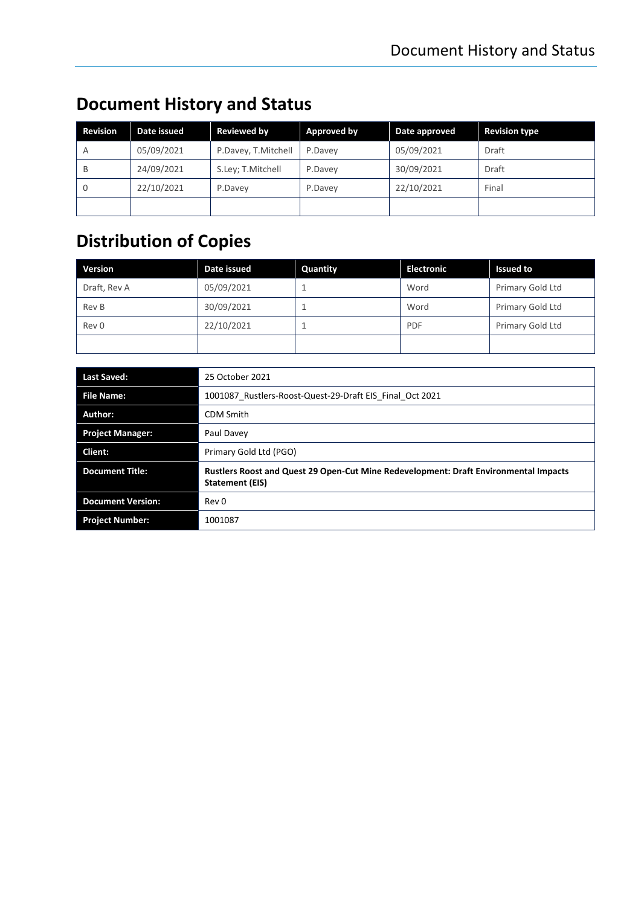# Document History and Status

| Revision | Date issued | Reviewed by | Approved by | Date approved | Revision type |
|---|---|---|---|---|---|
| A | 05/09/2021 | P.Davey, T.Mitchell | P.Davey | 05/09/2021 | Draft |
| B | 24/09/2021 | S.Ley; T.Mitchell | P.Davey | 30/09/2021 | Draft |
| 0 | 22/10/2021 | P.Davey | P.Davey | 22/10/2021 | Final |
| | | | | | |

# Distribution of Copies

| Version | Date issued | Quantity | Electronic | Issued to |
|---|---|---|---|---|
| Draft, Rev A | 05/09/2021 | 1 | Word | Primary Gold Ltd |
| Rev B | 30/09/2021 | 1 | Word | Primary Gold Ltd |
| Rev 0 | 22/10/2021 | 1 | PDF | Primary Gold Ltd |
| | | | | |

| | |
|---|---|
| **Last Saved:** | 25 October 2021 |
| **File Name:** | 1001087_Rustlers-Roost-Quest-29-Draft EIS_Final_Oct 2021 |
| **Author:** | CDM Smith |
| **Project Manager:** | Paul Davey |
| **Client:** | Primary Gold Ltd (PGO) |
| **Document Title:** | **Rustlers Roost and Quest 29 Open-Cut Mine Redevelopment: Draft Environmental Impacts Statement (EIS)** |
| **Document Version:** | Rev 0 |
| **Project Number:** | 1001087 |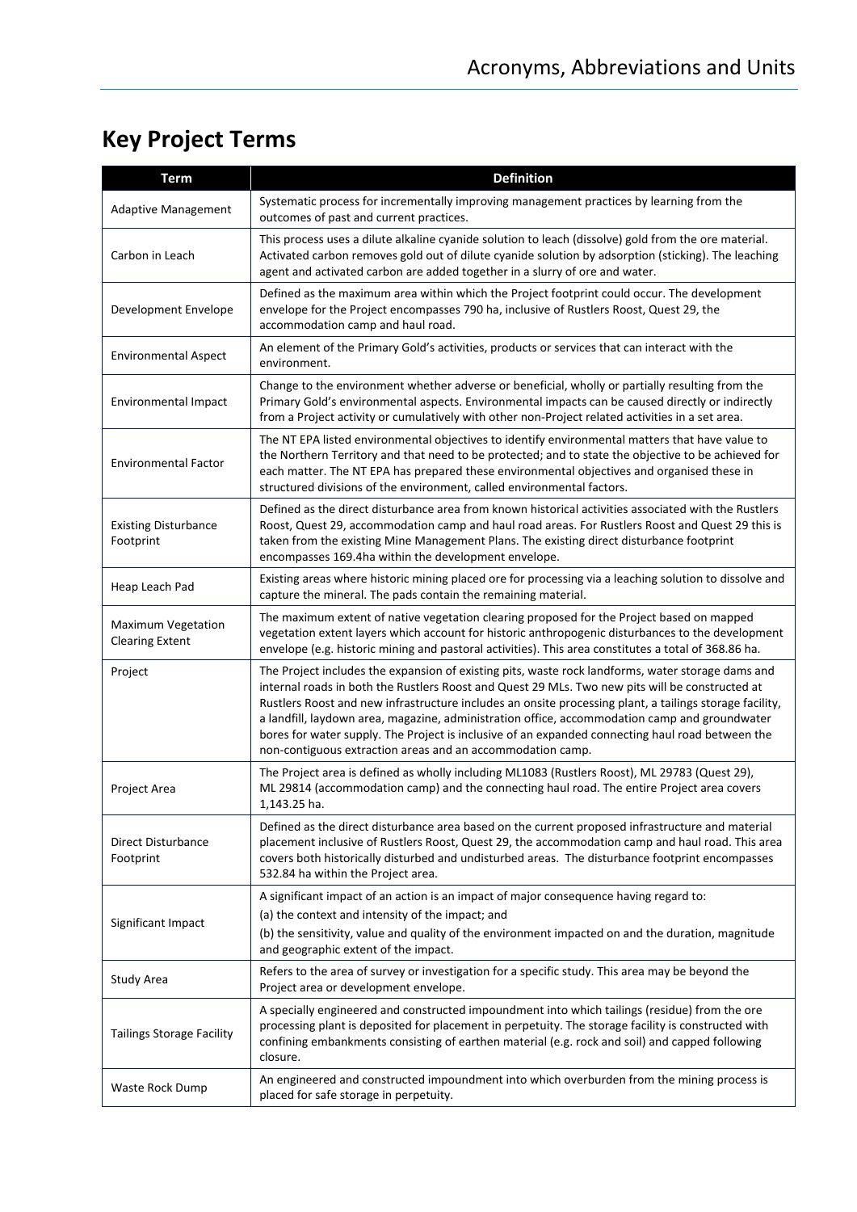# Key Project Terms

| Term | Definition |
|---|---|
| Adaptive Management | Systematic process for incrementally improving management practices by learning from the outcomes of past and current practices. |
| Carbon in Leach | This process uses a dilute alkaline cyanide solution to leach (dissolve) gold from the ore material. Activated carbon removes gold out of dilute cyanide solution by adsorption (sticking). The leaching agent and activated carbon are added together in a slurry of ore and water. |
| Development Envelope | Defined as the maximum area within which the Project footprint could occur. The development envelope for the Project encompasses 790 ha, inclusive of Rustlers Roost, Quest 29, the accommodation camp and haul road. |
| Environmental Aspect | An element of the Primary Gold's activities, products or services that can interact with the environment. |
| Environmental Impact | Change to the environment whether adverse or beneficial, wholly or partially resulting from the Primary Gold's environmental aspects. Environmental impacts can be caused directly or indirectly from a Project activity or cumulatively with other non-Project related activities in a set area. |
| Environmental Factor | The NT EPA listed environmental objectives to identify environmental matters that have value to the Northern Territory and that need to be protected; and to state the objective to be achieved for each matter. The NT EPA has prepared these environmental objectives and organised these in structured divisions of the environment, called environmental factors. |
| Existing Disturbance Footprint | Defined as the direct disturbance area from known historical activities associated with the Rustlers Roost, Quest 29, accommodation camp and haul road areas. For Rustlers Roost and Quest 29 this is taken from the existing Mine Management Plans. The existing direct disturbance footprint encompasses 169.4ha within the development envelope. |
| Heap Leach Pad | Existing areas where historic mining placed ore for processing via a leaching solution to dissolve and capture the mineral. The pads contain the remaining material. |
| Maximum Vegetation Clearing Extent | The maximum extent of native vegetation clearing proposed for the Project based on mapped vegetation extent layers which account for historic anthropogenic disturbances to the development envelope (e.g. historic mining and pastoral activities). This area constitutes a total of 368.86 ha. |
| Project | The Project includes the expansion of existing pits, waste rock landforms, water storage dams and internal roads in both the Rustlers Roost and Quest 29 MLs. Two new pits will be constructed at Rustlers Roost and new infrastructure includes an onsite processing plant, a tailings storage facility, a landfill, laydown area, magazine, administration office, accommodation camp and groundwater bores for water supply. The Project is inclusive of an expanded connecting haul road between the non-contiguous extraction areas and an accommodation camp. |
| Project Area | The Project area is defined as wholly including ML1083 (Rustlers Roost), ML 29783 (Quest 29), ML 29814 (accommodation camp) and the connecting haul road. The entire Project area covers 1,143.25 ha. |
| Direct Disturbance Footprint | Defined as the direct disturbance area based on the current proposed infrastructure and material placement inclusive of Rustlers Roost, Quest 29, the accommodation camp and haul road. This area covers both historically disturbed and undisturbed areas. The disturbance footprint encompasses 532.84 ha within the Project area. |
| Significant Impact | A significant impact of an action is an impact of major consequence having regard to:<br>(a) the context and intensity of the impact; and<br>(b) the sensitivity, value and quality of the environment impacted on and the duration, magnitude and geographic extent of the impact. |
| Study Area | Refers to the area of survey or investigation for a specific study. This area may be beyond the Project area or development envelope. |
| Tailings Storage Facility | A specially engineered and constructed impoundment into which tailings (residue) from the ore processing plant is deposited for placement in perpetuity. The storage facility is constructed with confining embankments consisting of earthen material (e.g. rock and soil) and capped following closure. |
| Waste Rock Dump | An engineered and constructed impoundment into which overburden from the mining process is placed for safe storage in perpetuity. |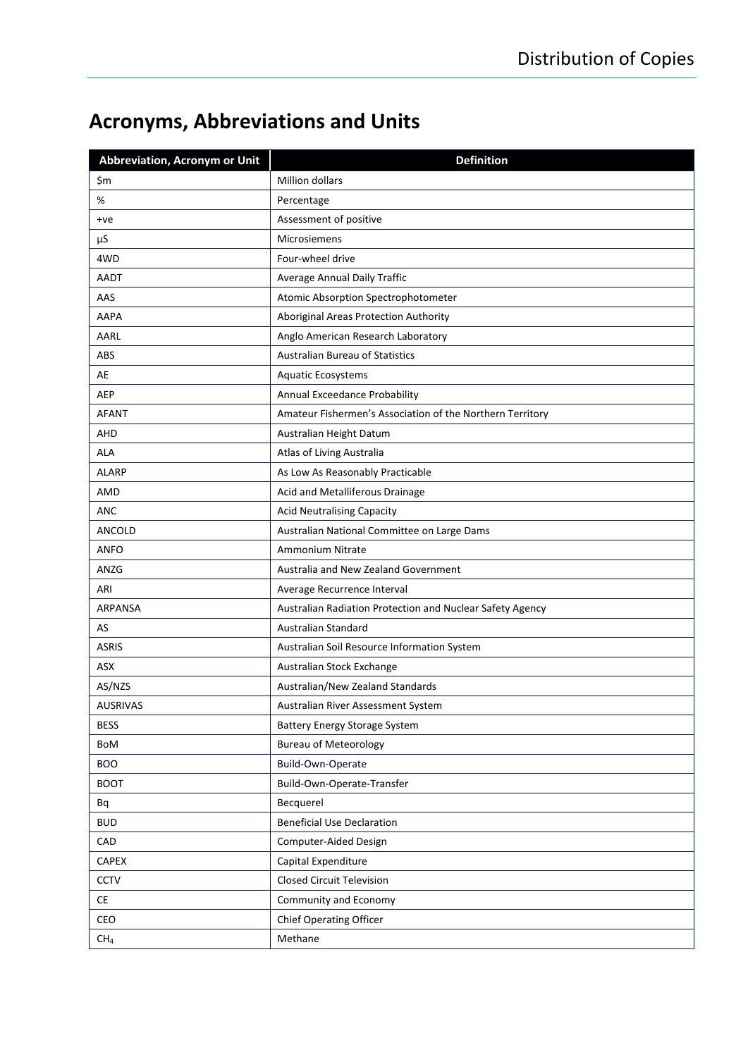# Acronyms, Abbreviations and Units

| Abbreviation, Acronym or Unit | Definition |
|---|---|
| $m | Million dollars |
| % | Percentage |
| +ve | Assessment of positive |
| µS | Microsiemens |
| 4WD | Four-wheel drive |
| AADT | Average Annual Daily Traffic |
| AAS | Atomic Absorption Spectrophotometer |
| AAPA | Aboriginal Areas Protection Authority |
| AARL | Anglo American Research Laboratory |
| ABS | Australian Bureau of Statistics |
| AE | Aquatic Ecosystems |
| AEP | Annual Exceedance Probability |
| AFANT | Amateur Fishermen's Association of the Northern Territory |
| AHD | Australian Height Datum |
| ALA | Atlas of Living Australia |
| ALARP | As Low As Reasonably Practicable |
| AMD | Acid and Metalliferous Drainage |
| ANC | Acid Neutralising Capacity |
| ANCOLD | Australian National Committee on Large Dams |
| ANFO | Ammonium Nitrate |
| ANZG | Australia and New Zealand Government |
| ARI | Average Recurrence Interval |
| ARPANSA | Australian Radiation Protection and Nuclear Safety Agency |
| AS | Australian Standard |
| ASRIS | Australian Soil Resource Information System |
| ASX | Australian Stock Exchange |
| AS/NZS | Australian/New Zealand Standards |
| AUSRIVAS | Australian River Assessment System |
| BESS | Battery Energy Storage System |
| BoM | Bureau of Meteorology |
| BOO | Build-Own-Operate |
| BOOT | Build-Own-Operate-Transfer |
| Bq | Becquerel |
| BUD | Beneficial Use Declaration |
| CAD | Computer-Aided Design |
| CAPEX | Capital Expenditure |
| CCTV | Closed Circuit Television |
| CE | Community and Economy |
| CEO | Chief Operating Officer |
| $CH_4$ | Methane |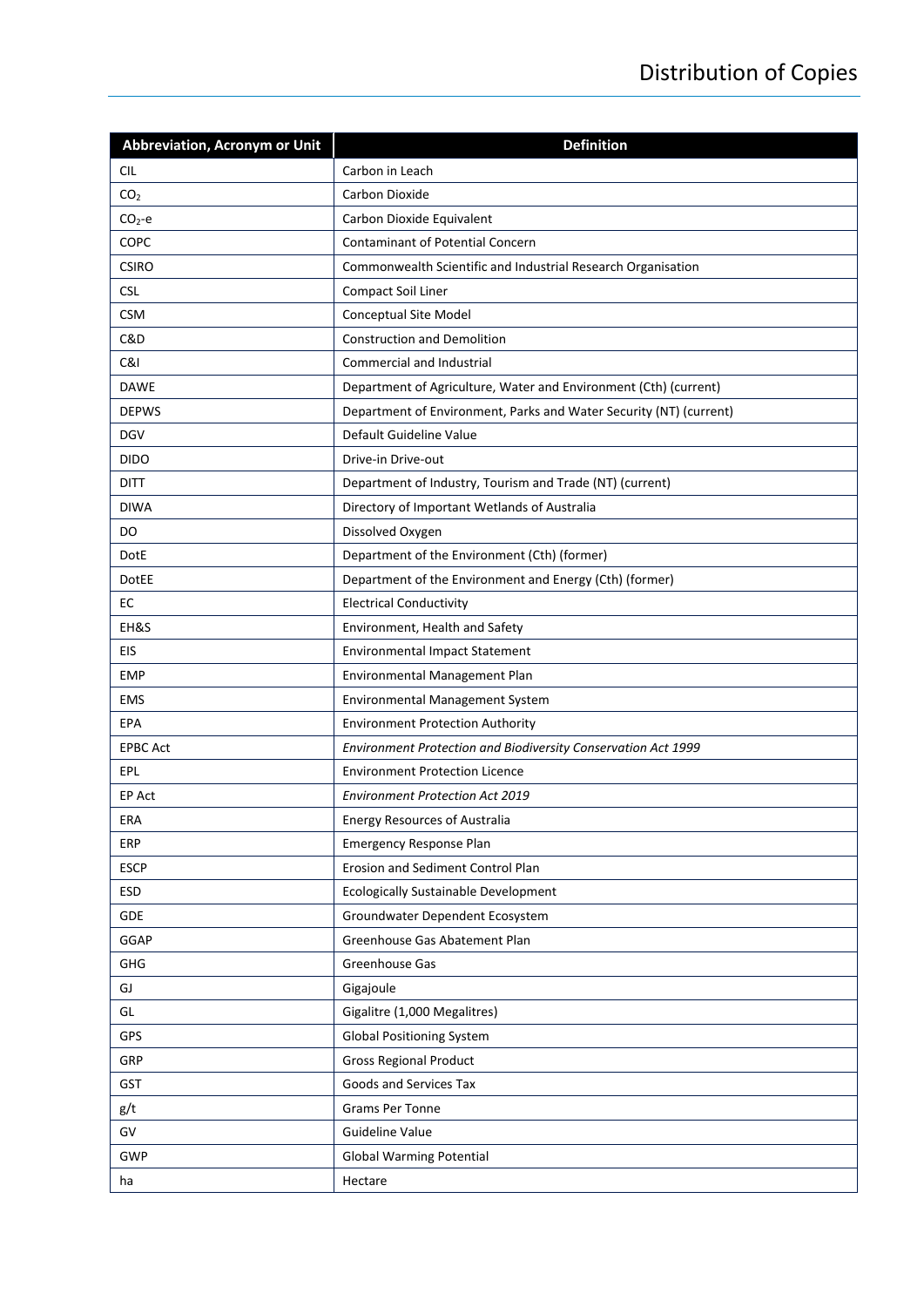| Abbreviation, Acronym or Unit | Definition |
| --- | --- |
| CIL | Carbon in Leach |
| $CO_2$ | Carbon Dioxide |
| $CO_2$-e | Carbon Dioxide Equivalent |
| COPC | Contaminant of Potential Concern |
| CSIRO | Commonwealth Scientific and Industrial Research Organisation |
| CSL | Compact Soil Liner |
| CSM | Conceptual Site Model |
| C&D | Construction and Demolition |
| C&I | Commercial and Industrial |
| DAWE | Department of Agriculture, Water and Environment (Cth) (current) |
| DEPWS | Department of Environment, Parks and Water Security (NT) (current) |
| DGV | Default Guideline Value |
| DIDO | Drive-in Drive-out |
| DITT | Department of Industry, Tourism and Trade (NT) (current) |
| DIWA | Directory of Important Wetlands of Australia |
| DO | Dissolved Oxygen |
| DotE | Department of the Environment (Cth) (former) |
| DotEE | Department of the Environment and Energy (Cth) (former) |
| EC | Electrical Conductivity |
| EH&S | Environment, Health and Safety |
| EIS | Environmental Impact Statement |
| EMP | Environmental Management Plan |
| EMS | Environmental Management System |
| EPA | Environment Protection Authority |
| EPBC Act | *Environment Protection and Biodiversity Conservation Act 1999* |
| EPL | Environment Protection Licence |
| EP Act | *Environment Protection Act 2019* |
| ERA | Energy Resources of Australia |
| ERP | Emergency Response Plan |
| ESCP | Erosion and Sediment Control Plan |
| ESD | Ecologically Sustainable Development |
| GDE | Groundwater Dependent Ecosystem |
| GGAP | Greenhouse Gas Abatement Plan |
| GHG | Greenhouse Gas |
| GJ | Gigajoule |
| GL | Gigalitre (1,000 Megalitres) |
| GPS | Global Positioning System |
| GRP | Gross Regional Product |
| GST | Goods and Services Tax |
| g/t | Grams Per Tonne |
| GV | Guideline Value |
| GWP | Global Warming Potential |
| ha | Hectare |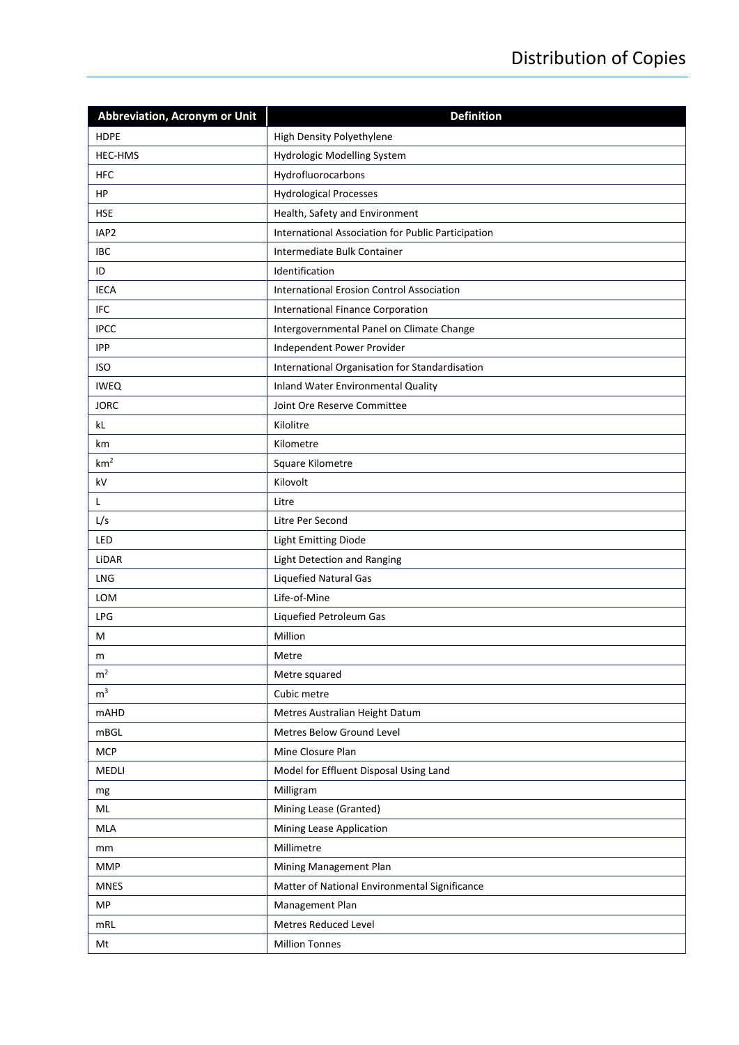| Abbreviation, Acronym or Unit | Definition |
|---|---|
| HDPE | High Density Polyethylene |
| HEC-HMS | Hydrologic Modelling System |
| HFC | Hydrofluorocarbons |
| HP | Hydrological Processes |
| HSE | Health, Safety and Environment |
| IAP2 | International Association for Public Participation |
| IBC | Intermediate Bulk Container |
| ID | Identification |
| IECA | International Erosion Control Association |
| IFC | International Finance Corporation |
| IPCC | Intergovernmental Panel on Climate Change |
| IPP | Independent Power Provider |
| ISO | International Organisation for Standardisation |
| IWEQ | Inland Water Environmental Quality |
| JORC | Joint Ore Reserve Committee |
| kL | Kilolitre |
| km | Kilometre |
| $km^2$ | Square Kilometre |
| kV | Kilovolt |
| L | Litre |
| L/s | Litre Per Second |
| LED | Light Emitting Diode |
| LiDAR | Light Detection and Ranging |
| LNG | Liquefied Natural Gas |
| LOM | Life-of-Mine |
| LPG | Liquefied Petroleum Gas |
| M | Million |
| m | Metre |
| $m^2$ | Metre squared |
| $m^3$ | Cubic metre |
| mAHD | Metres Australian Height Datum |
| mBGL | Metres Below Ground Level |
| MCP | Mine Closure Plan |
| MEDLI | Model for Effluent Disposal Using Land |
| mg | Milligram |
| ML | Mining Lease (Granted) |
| MLA | Mining Lease Application |
| mm | Millimetre |
| MMP | Mining Management Plan |
| MNES | Matter of National Environmental Significance |
| MP | Management Plan |
| mRL | Metres Reduced Level |
| Mt | Million Tonnes |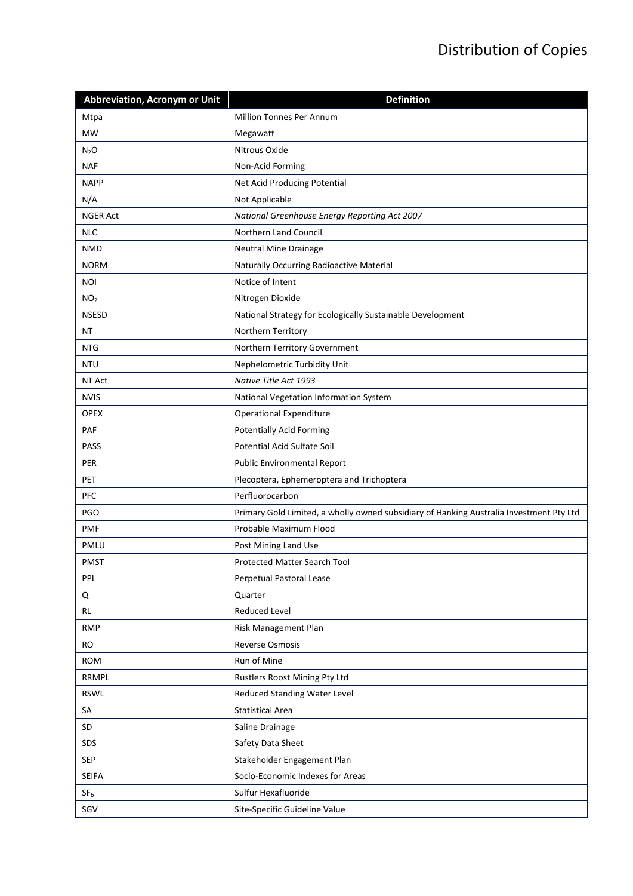| Abbreviation, Acronym or Unit | Definition |
|---|---|
| Mtpa | Million Tonnes Per Annum |
| MW | Megawatt |
| $N_2O$ | Nitrous Oxide |
| NAF | Non-Acid Forming |
| NAPP | Net Acid Producing Potential |
| N/A | Not Applicable |
| NGER Act | *National Greenhouse Energy Reporting Act 2007* |
| NLC | Northern Land Council |
| NMD | Neutral Mine Drainage |
| NORM | Naturally Occurring Radioactive Material |
| NOI | Notice of Intent |
| $NO_2$ | Nitrogen Dioxide |
| NSESD | National Strategy for Ecologically Sustainable Development |
| NT | Northern Territory |
| NTG | Northern Territory Government |
| NTU | Nephelometric Turbidity Unit |
| NT Act | *Native Title Act 1993* |
| NVIS | National Vegetation Information System |
| OPEX | Operational Expenditure |
| PAF | Potentially Acid Forming |
| PASS | Potential Acid Sulfate Soil |
| PER | Public Environmental Report |
| PET | Plecoptera, Ephemeroptera and Trichoptera |
| PFC | Perfluorocarbon |
| PGO | Primary Gold Limited, a wholly owned subsidiary of Hanking Australia Investment Pty Ltd |
| PMF | Probable Maximum Flood |
| PMLU | Post Mining Land Use |
| PMST | Protected Matter Search Tool |
| PPL | Perpetual Pastoral Lease |
| Q | Quarter |
| RL | Reduced Level |
| RMP | Risk Management Plan |
| RO | Reverse Osmosis |
| ROM | Run of Mine |
| RRMPL | Rustlers Roost Mining Pty Ltd |
| RSWL | Reduced Standing Water Level |
| SA | Statistical Area |
| SD | Saline Drainage |
| SDS | Safety Data Sheet |
| SEP | Stakeholder Engagement Plan |
| SEIFA | Socio-Economic Indexes for Areas |
| $SF_6$ | Sulfur Hexafluoride |
| SGV | Site-Specific Guideline Value |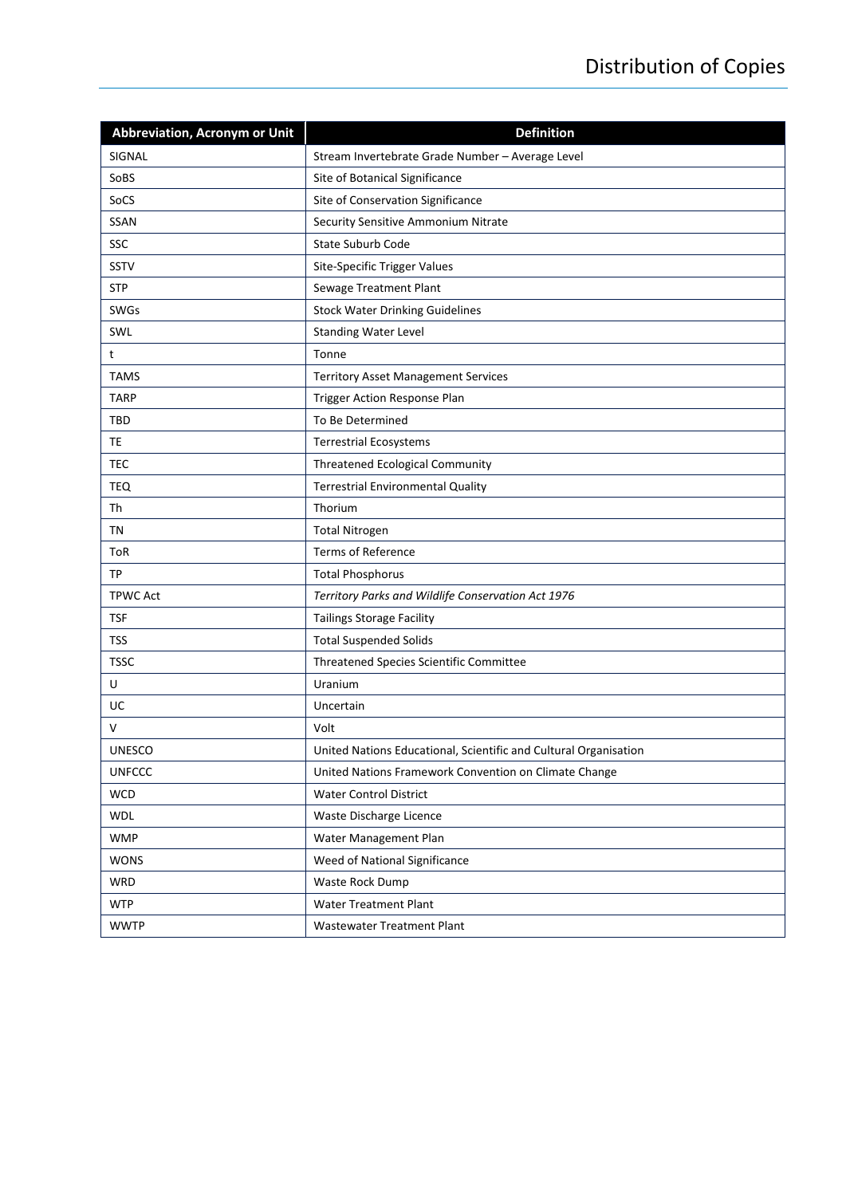| Abbreviation, Acronym or Unit | Definition |
|---|---|
| SIGNAL | Stream Invertebrate Grade Number – Average Level |
| SoBS | Site of Botanical Significance |
| SoCS | Site of Conservation Significance |
| SSAN | Security Sensitive Ammonium Nitrate |
| SSC | State Suburb Code |
| SSTV | Site-Specific Trigger Values |
| STP | Sewage Treatment Plant |
| SWGs | Stock Water Drinking Guidelines |
| SWL | Standing Water Level |
| t | Tonne |
| TAMS | Territory Asset Management Services |
| TARP | Trigger Action Response Plan |
| TBD | To Be Determined |
| TE | Terrestrial Ecosystems |
| TEC | Threatened Ecological Community |
| TEQ | Terrestrial Environmental Quality |
| Th | Thorium |
| TN | Total Nitrogen |
| ToR | Terms of Reference |
| TP | Total Phosphorus |
| TPWC Act | *Territory Parks and Wildlife Conservation Act 1976* |
| TSF | Tailings Storage Facility |
| TSS | Total Suspended Solids |
| TSSC | Threatened Species Scientific Committee |
| U | Uranium |
| UC | Uncertain |
| V | Volt |
| UNESCO | United Nations Educational, Scientific and Cultural Organisation |
| UNFCCC | United Nations Framework Convention on Climate Change |
| WCD | Water Control District |
| WDL | Waste Discharge Licence |
| WMP | Water Management Plan |
| WONS | Weed of National Significance |
| WRD | Waste Rock Dump |
| WTP | Water Treatment Plant |
| WWTP | Wastewater Treatment Plant |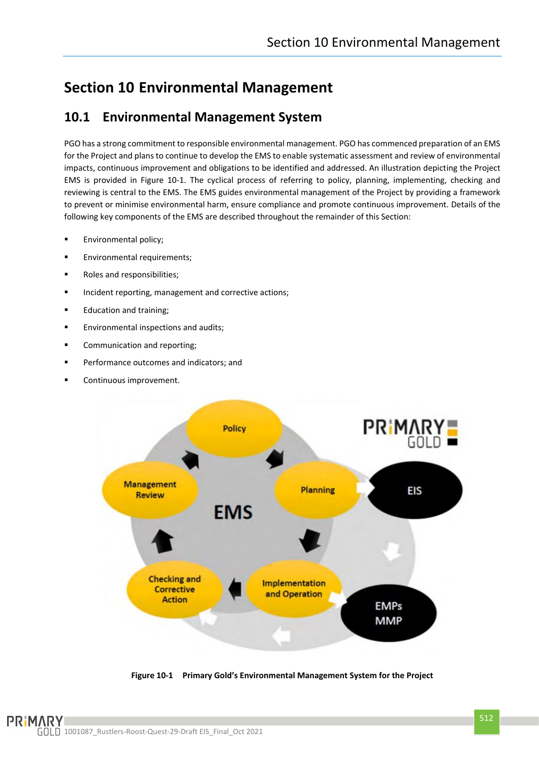# Section 10 Environmental Management

## 10.1 Environmental Management System

PGO has a strong commitment to responsible environmental management. PGO has commenced preparation of an EMS for the Project and plans to continue to develop the EMS to enable systematic assessment and review of environmental impacts, continuous improvement and obligations to be identified and addressed. An illustration depicting the Project EMS is provided in Figure 10-1. The cyclical process of referring to policy, planning, implementing, checking and reviewing is central to the EMS. The EMS guides environmental management of the Project by providing a framework to prevent or minimise environmental harm, ensure compliance and promote continuous improvement. Details of the following key components of the EMS are described throughout the remainder of this Section:

- Environmental policy;
- Environmental requirements;
- Roles and responsibilities;
- Incident reporting, management and corrective actions;
- Education and training;
- Environmental inspections and audits;
- Communication and reporting;
- Performance outcomes and indicators; and
- Continuous improvement.

**Figure 10-1 Primary Gold's Environmental Management System for the Project**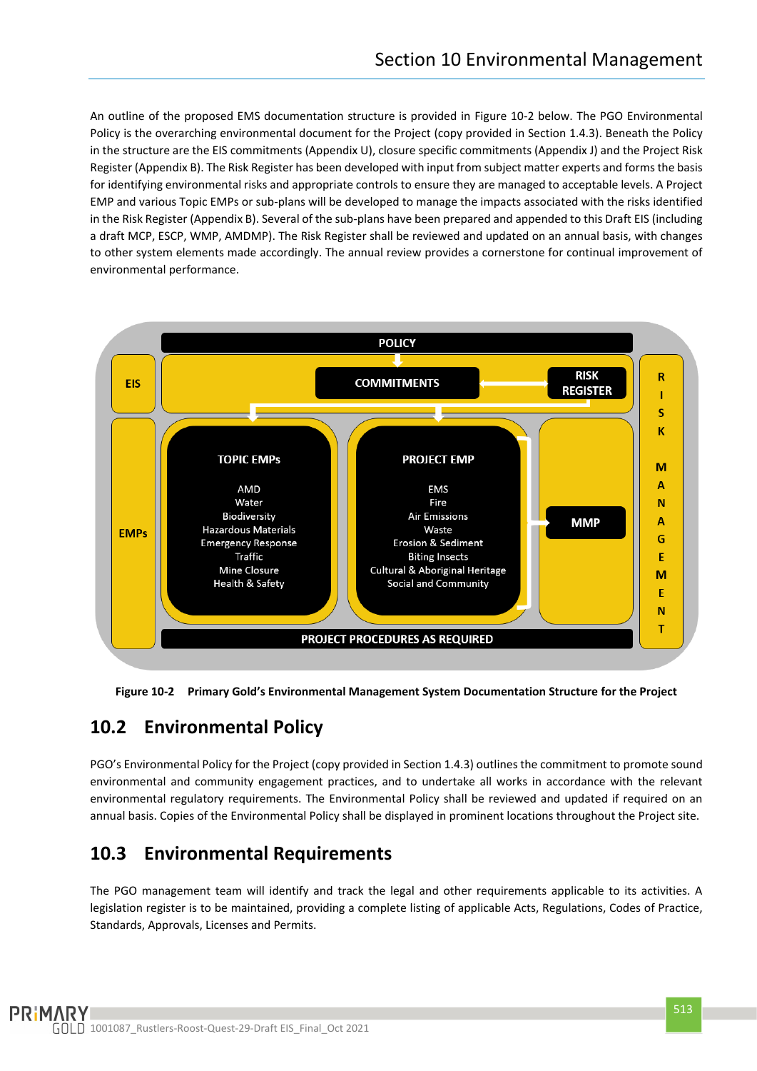An outline of the proposed EMS documentation structure is provided in Figure 10-2 below. The PGO Environmental Policy is the overarching environmental document for the Project (copy provided in Section 1.4.3). Beneath the Policy in the structure are the EIS commitments (Appendix U), closure specific commitments (Appendix J) and the Project Risk Register (Appendix B). The Risk Register has been developed with input from subject matter experts and forms the basis for identifying environmental risks and appropriate controls to ensure they are managed to acceptable levels. A Project EMP and various Topic EMPs or sub-plans will be developed to manage the impacts associated with the risks identified in the Risk Register (Appendix B). Several of the sub-plans have been prepared and appended to this Draft EIS (including a draft MCP, ESCP, WMP, AMDMP). The Risk Register shall be reviewed and updated on an annual basis, with changes to other system elements made accordingly. The annual review provides a cornerstone for continual improvement of environmental performance.

POLICY

EIS | COMMITMENTS | RISK REGISTER

EMPs

TOPIC EMPs: AMD, Water, Biodiversity, Hazardous Materials, Emergency Response, Traffic, Mine Closure, Health & Safety

PROJECT EMP: EMS, Fire, Air Emissions, Waste, Erosion & Sediment, Biting Insects, Cultural & Aboriginal Heritage, Social and Community

MMP

RISK MANAGEMENT

PROJECT PROCEDURES AS REQUIRED

**Figure 10-2 Primary Gold's Environmental Management System Documentation Structure for the Project**

## 10.2 Environmental Policy

PGO's Environmental Policy for the Project (copy provided in Section 1.4.3) outlines the commitment to promote sound environmental and community engagement practices, and to undertake all works in accordance with the relevant environmental regulatory requirements. The Environmental Policy shall be reviewed and updated if required on an annual basis. Copies of the Environmental Policy shall be displayed in prominent locations throughout the Project site.

## 10.3 Environmental Requirements

The PGO management team will identify and track the legal and other requirements applicable to its activities. A legislation register is to be maintained, providing a complete listing of applicable Acts, Regulations, Codes of Practice, Standards, Approvals, Licenses and Permits.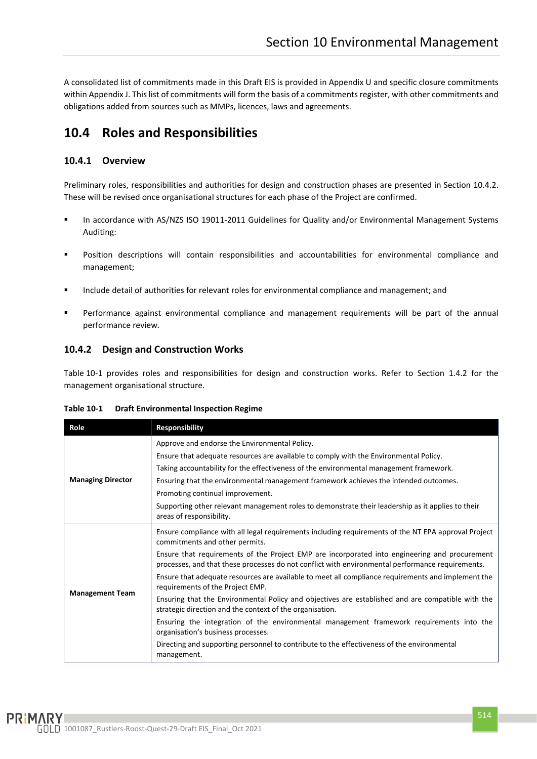A consolidated list of commitments made in this Draft EIS is provided in Appendix U and specific closure commitments within Appendix J. This list of commitments will form the basis of a commitments register, with other commitments and obligations added from sources such as MMPs, licences, laws and agreements.

## 10.4 Roles and Responsibilities

### 10.4.1 Overview

Preliminary roles, responsibilities and authorities for design and construction phases are presented in Section 10.4.2. These will be revised once organisational structures for each phase of the Project are confirmed.

- In accordance with AS/NZS ISO 19011-2011 Guidelines for Quality and/or Environmental Management Systems Auditing:
- Position descriptions will contain responsibilities and accountabilities for environmental compliance and management;
- Include detail of authorities for relevant roles for environmental compliance and management; and
- Performance against environmental compliance and management requirements will be part of the annual performance review.

### 10.4.2 Design and Construction Works

Table 10-1 provides roles and responsibilities for design and construction works. Refer to Section 1.4.2 for the management organisational structure.

**Table 10-1 Draft Environmental Inspection Regime**

| Role | Responsibility |
|---|---|
| **Managing Director** | Approve and endorse the Environmental Policy.<br>Ensure that adequate resources are available to comply with the Environmental Policy.<br>Taking accountability for the effectiveness of the environmental management framework.<br>Ensuring that the environmental management framework achieves the intended outcomes.<br>Promoting continual improvement.<br>Supporting other relevant management roles to demonstrate their leadership as it applies to their areas of responsibility. |
| **Management Team** | Ensure compliance with all legal requirements including requirements of the NT EPA approval Project commitments and other permits.<br>Ensure that requirements of the Project EMP are incorporated into engineering and procurement processes, and that these processes do not conflict with environmental performance requirements.<br>Ensure that adequate resources are available to meet all compliance requirements and implement the requirements of the Project EMP.<br>Ensuring that the Environmental Policy and objectives are established and are compatible with the strategic direction and the context of the organisation.<br>Ensuring the integration of the environmental management framework requirements into the organisation's business processes.<br>Directing and supporting personnel to contribute to the effectiveness of the environmental management. |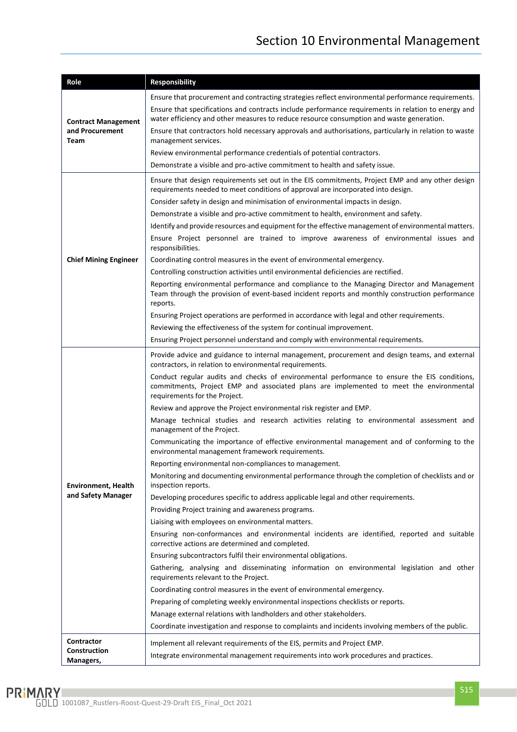| Role | Responsibility |
| --- | --- |
| Contract Management and Procurement Team | Ensure that procurement and contracting strategies reflect environmental performance requirements.<br>Ensure that specifications and contracts include performance requirements in relation to energy and water efficiency and other measures to reduce resource consumption and waste generation.<br>Ensure that contractors hold necessary approvals and authorisations, particularly in relation to waste management services.<br>Review environmental performance credentials of potential contractors.<br>Demonstrate a visible and pro-active commitment to health and safety issue. |
| Chief Mining Engineer | Ensure that design requirements set out in the EIS commitments, Project EMP and any other design requirements needed to meet conditions of approval are incorporated into design.<br>Consider safety in design and minimisation of environmental impacts in design.<br>Demonstrate a visible and pro-active commitment to health, environment and safety.<br>Identify and provide resources and equipment for the effective management of environmental matters.<br>Ensure Project personnel are trained to improve awareness of environmental issues and responsibilities.<br>Coordinating control measures in the event of environmental emergency.<br>Controlling construction activities until environmental deficiencies are rectified.<br>Reporting environmental performance and compliance to the Managing Director and Management Team through the provision of event-based incident reports and monthly construction performance reports.<br>Ensuring Project operations are performed in accordance with legal and other requirements.<br>Reviewing the effectiveness of the system for continual improvement.<br>Ensuring Project personnel understand and comply with environmental requirements. |
| Environment, Health and Safety Manager | Provide advice and guidance to internal management, procurement and design teams, and external contractors, in relation to environmental requirements.<br>Conduct regular audits and checks of environmental performance to ensure the EIS conditions, commitments, Project EMP and associated plans are implemented to meet the environmental requirements for the Project.<br>Review and approve the Project environmental risk register and EMP.<br>Manage technical studies and research activities relating to environmental assessment and management of the Project.<br>Communicating the importance of effective environmental management and of conforming to the environmental management framework requirements.<br>Reporting environmental non-compliances to management.<br>Monitoring and documenting environmental performance through the completion of checklists and or inspection reports.<br>Developing procedures specific to address applicable legal and other requirements.<br>Providing Project training and awareness programs.<br>Liaising with employees on environmental matters.<br>Ensuring non-conformances and environmental incidents are identified, reported and suitable corrective actions are determined and completed.<br>Ensuring subcontractors fulfil their environmental obligations.<br>Gathering, analysing and disseminating information on environmental legislation and other requirements relevant to the Project.<br>Coordinating control measures in the event of environmental emergency.<br>Preparing of completing weekly environmental inspections checklists or reports.<br>Manage external relations with landholders and other stakeholders.<br>Coordinate investigation and response to complaints and incidents involving members of the public. |
| Contractor Construction Managers, | Implement all relevant requirements of the EIS, permits and Project EMP.<br>Integrate environmental management requirements into work procedures and practices. |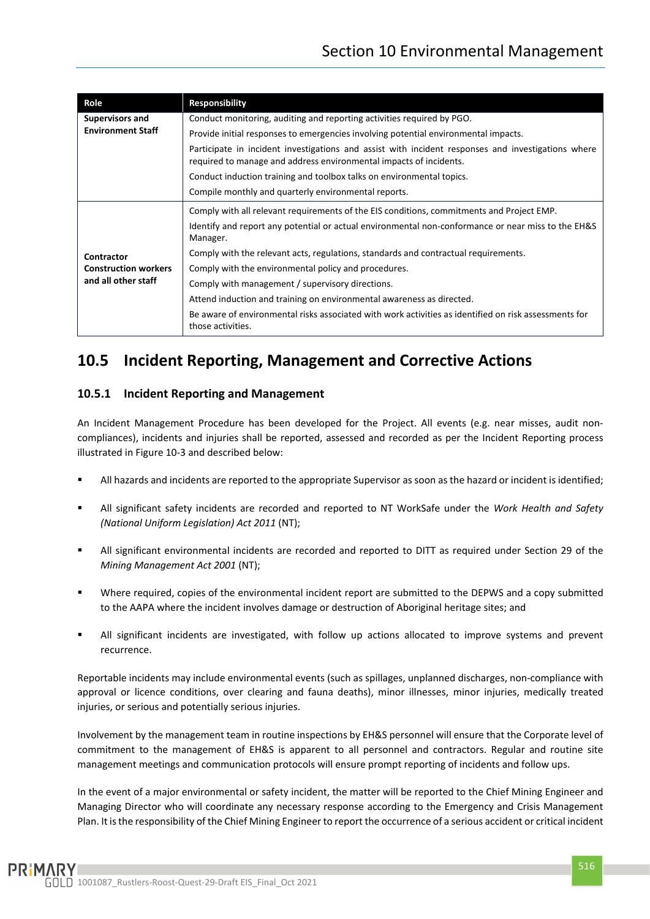| Role | Responsibility |
| --- | --- |
| **Supervisors and Environment Staff** | Conduct monitoring, auditing and reporting activities required by PGO.<br>Provide initial responses to emergencies involving potential environmental impacts.<br>Participate in incident investigations and assist with incident responses and investigations where required to manage and address environmental impacts of incidents.<br>Conduct induction training and toolbox talks on environmental topics.<br>Compile monthly and quarterly environmental reports. |
| **Contractor Construction workers and all other staff** | Comply with all relevant requirements of the EIS conditions, commitments and Project EMP.<br>Identify and report any potential or actual environmental non-conformance or near miss to the EH&S Manager.<br>Comply with the relevant acts, regulations, standards and contractual requirements.<br>Comply with the environmental policy and procedures.<br>Comply with management / supervisory directions.<br>Attend induction and training on environmental awareness as directed.<br>Be aware of environmental risks associated with work activities as identified on risk assessments for those activities. |

## 10.5 Incident Reporting, Management and Corrective Actions

### 10.5.1 Incident Reporting and Management

An Incident Management Procedure has been developed for the Project. All events (e.g. near misses, audit non-compliances), incidents and injuries shall be reported, assessed and recorded as per the Incident Reporting process illustrated in Figure 10-3 and described below:

- All hazards and incidents are reported to the appropriate Supervisor as soon as the hazard or incident is identified;
- All significant safety incidents are recorded and reported to NT WorkSafe under the *Work Health and Safety (National Uniform Legislation) Act 2011* (NT);
- All significant environmental incidents are recorded and reported to DITT as required under Section 29 of the *Mining Management Act 2001* (NT);
- Where required, copies of the environmental incident report are submitted to the DEPWS and a copy submitted to the AAPA where the incident involves damage or destruction of Aboriginal heritage sites; and
- All significant incidents are investigated, with follow up actions allocated to improve systems and prevent recurrence.

Reportable incidents may include environmental events (such as spillages, unplanned discharges, non-compliance with approval or licence conditions, over clearing and fauna deaths), minor illnesses, minor injuries, medically treated injuries, or serious and potentially serious injuries.

Involvement by the management team in routine inspections by EH&S personnel will ensure that the Corporate level of commitment to the management of EH&S is apparent to all personnel and contractors. Regular and routine site management meetings and communication protocols will ensure prompt reporting of incidents and follow ups.

In the event of a major environmental or safety incident, the matter will be reported to the Chief Mining Engineer and Managing Director who will coordinate any necessary response according to the Emergency and Crisis Management Plan. It is the responsibility of the Chief Mining Engineer to report the occurrence of a serious accident or critical incident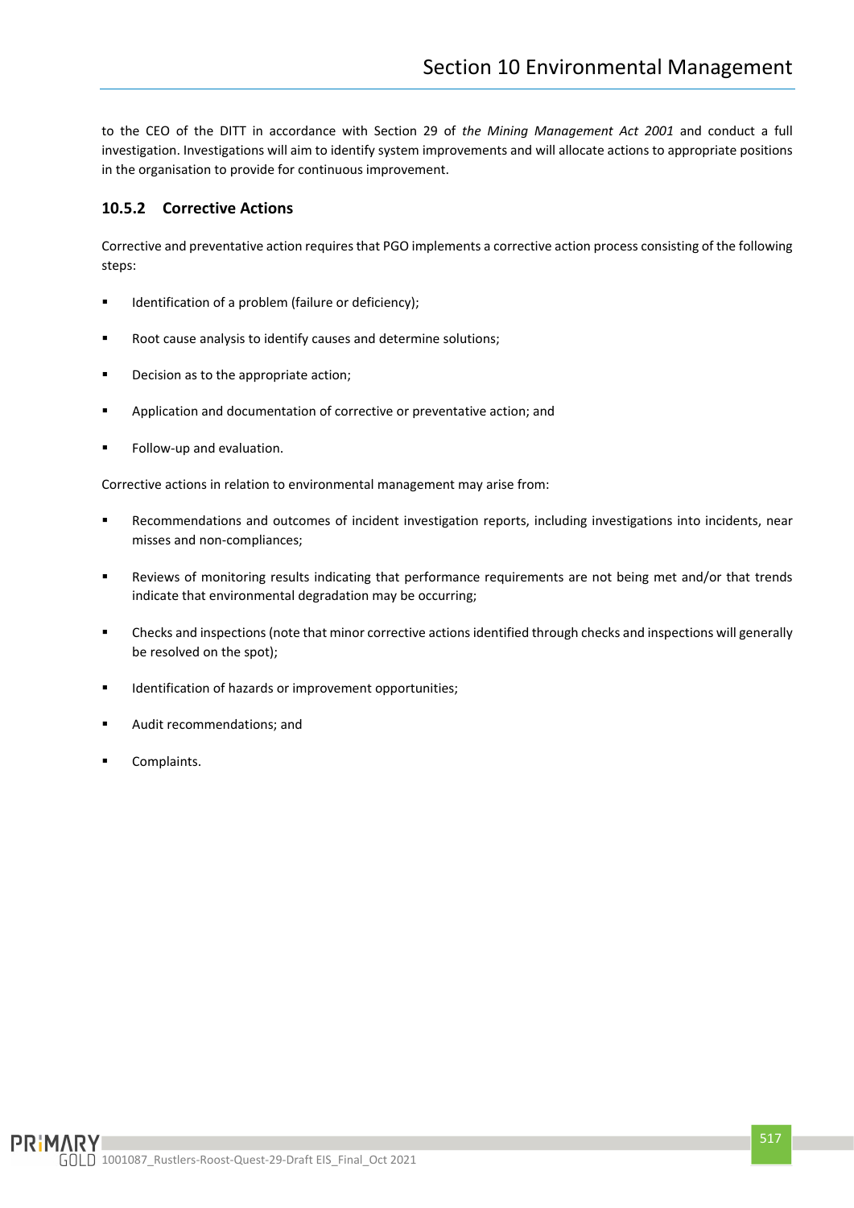to the CEO of the DITT in accordance with Section 29 of *the Mining Management Act 2001* and conduct a full investigation. Investigations will aim to identify system improvements and will allocate actions to appropriate positions in the organisation to provide for continuous improvement.

### 10.5.2 Corrective Actions

Corrective and preventative action requires that PGO implements a corrective action process consisting of the following steps:

- Identification of a problem (failure or deficiency);
- Root cause analysis to identify causes and determine solutions;
- Decision as to the appropriate action;
- Application and documentation of corrective or preventative action; and
- Follow-up and evaluation.

Corrective actions in relation to environmental management may arise from:

- Recommendations and outcomes of incident investigation reports, including investigations into incidents, near misses and non-compliances;
- Reviews of monitoring results indicating that performance requirements are not being met and/or that trends indicate that environmental degradation may be occurring;
- Checks and inspections (note that minor corrective actions identified through checks and inspections will generally be resolved on the spot);
- Identification of hazards or improvement opportunities;
- Audit recommendations; and
- Complaints.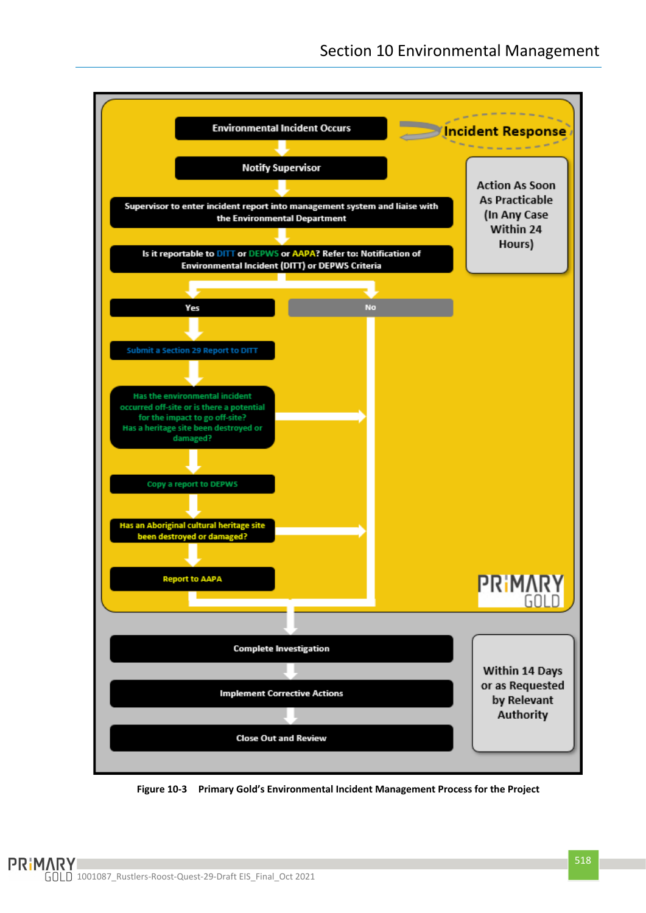**Environmental Incident Occurs**

**Incident Response**

**Notify Supervisor**

**Action As Soon As Practicable (In Any Case Within 24 Hours)**

**Supervisor to enter incident report into management system and liaise with the Environmental Department**

**Is it reportable to DITT or DEPWS or AAPA? Refer to: Notification of Environmental Incident (DITT) or DEPWS Criteria**

- **Yes**
  - **Submit a Section 29 Report to DITT**
  - **Has the environmental incident occurred off-site or is there a potential for the impact to go off-site? Has a heritage site been destroyed or damaged?**
  - **Copy a report to DEPWS**
  - **Has an Aboriginal cultural heritage site been destroyed or damaged?**
  - **Report to AAPA**
- **No**

**Complete Investigation**

**Implement Corrective Actions**

**Close Out and Review**

**Within 14 Days or as Requested by Relevant Authority**

**Figure 10-3 Primary Gold's Environmental Incident Management Process for the Project**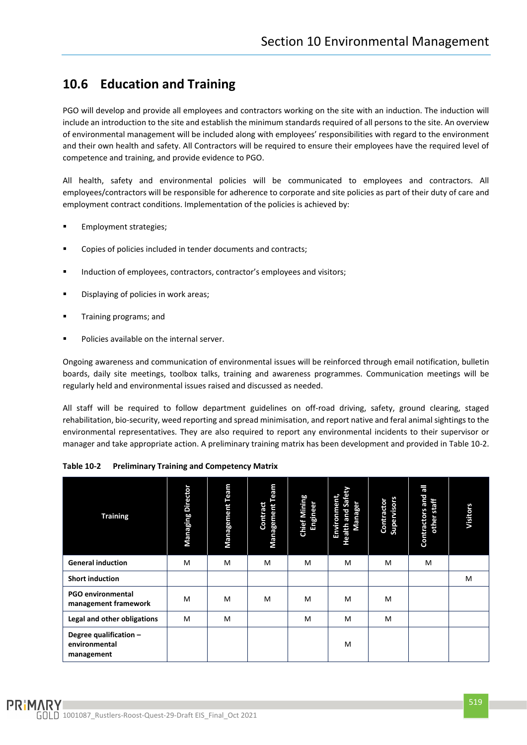## 10.6 Education and Training

PGO will develop and provide all employees and contractors working on the site with an induction. The induction will include an introduction to the site and establish the minimum standards required of all persons to the site. An overview of environmental management will be included along with employees' responsibilities with regard to the environment and their own health and safety. All Contractors will be required to ensure their employees have the required level of competence and training, and provide evidence to PGO.

All health, safety and environmental policies will be communicated to employees and contractors. All employees/contractors will be responsible for adherence to corporate and site policies as part of their duty of care and employment contract conditions. Implementation of the policies is achieved by:

- Employment strategies;
- Copies of policies included in tender documents and contracts;
- Induction of employees, contractors, contractor's employees and visitors;
- Displaying of policies in work areas;
- Training programs; and
- Policies available on the internal server.

Ongoing awareness and communication of environmental issues will be reinforced through email notification, bulletin boards, daily site meetings, toolbox talks, training and awareness programmes. Communication meetings will be regularly held and environmental issues raised and discussed as needed.

All staff will be required to follow department guidelines on off-road driving, safety, ground clearing, staged rehabilitation, bio-security, weed reporting and spread minimisation, and report native and feral animal sightings to the environmental representatives. They are also required to report any environmental incidents to their supervisor or manager and take appropriate action. A preliminary training matrix has been development and provided in Table 10-2.

**Table 10-2 Preliminary Training and Competency Matrix**

| Training | Managing Director | Management Team | Contract Management Team | Chief Mining Engineer | Environment, Health and Safety Manager | Contractor Supervisors | Contractors and all other staff | Visitors |
|---|---|---|---|---|---|---|---|---|
| **General induction** | M | M | M | M | M | M | M | |
| **Short induction** | | | | | | | | M |
| **PGO environmental management framework** | M | M | M | M | M | M | | |
| **Legal and other obligations** | M | M | | M | M | M | | |
| **Degree qualification – environmental management** | | | | | M | | | |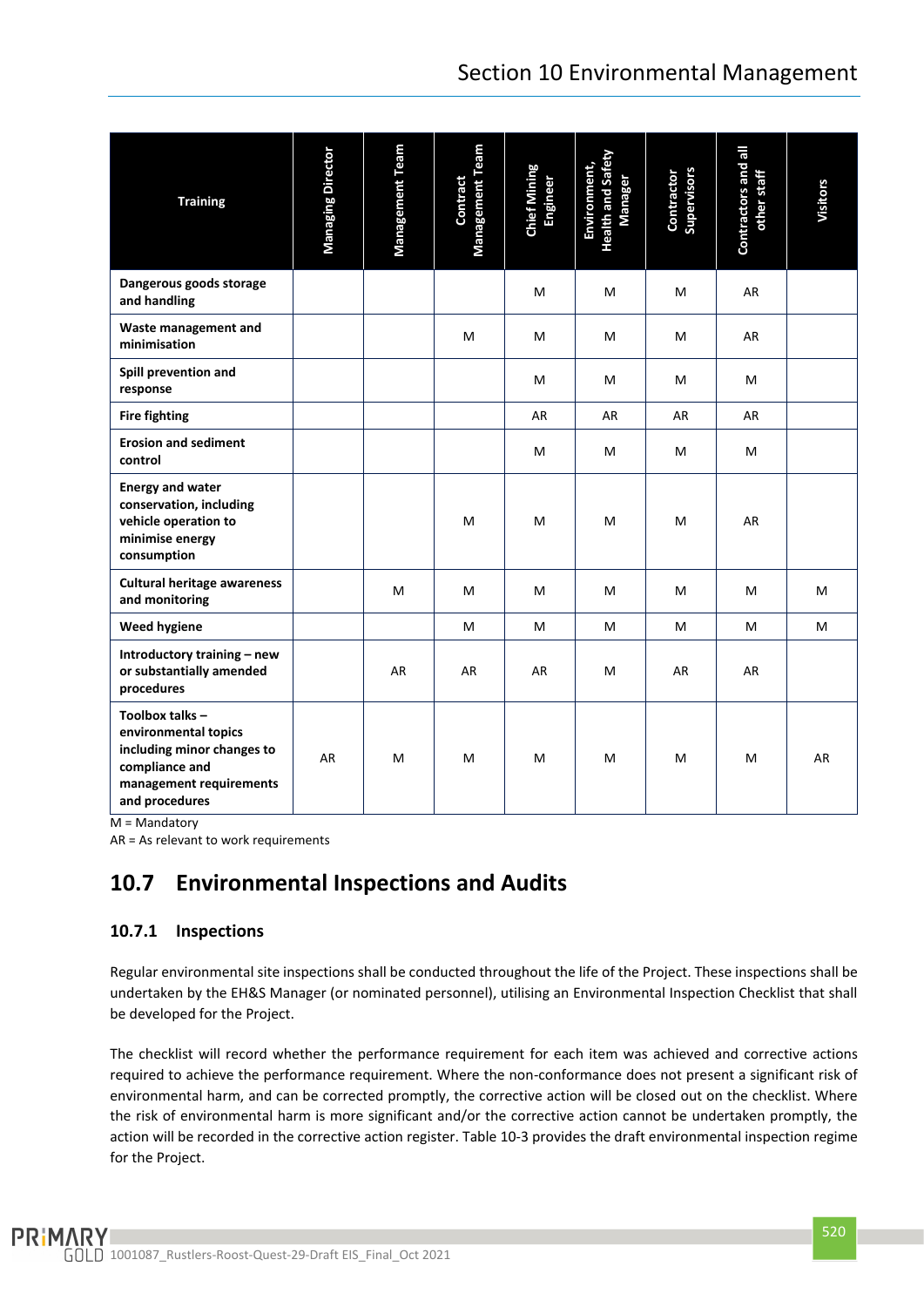| Training | Managing Director | Management Team | Contract Management Team | Chief Mining Engineer | Environment, Health and Safety Manager | Contractor Supervisors | Contractors and all other staff | Visitors |
|---|---|---|---|---|---|---|---|---|
| **Dangerous goods storage and handling** | | | | M | M | M | AR | |
| **Waste management and minimisation** | | | M | M | M | M | AR | |
| **Spill prevention and response** | | | | M | M | M | M | |
| **Fire fighting** | | | | AR | AR | AR | AR | |
| **Erosion and sediment control** | | | | M | M | M | M | |
| **Energy and water conservation, including vehicle operation to minimise energy consumption** | | | M | M | M | M | AR | |
| **Cultural heritage awareness and monitoring** | | M | M | M | M | M | M | M |
| **Weed hygiene** | | | M | M | M | M | M | M |
| **Introductory training – new or substantially amended procedures** | | AR | AR | AR | M | AR | AR | |
| **Toolbox talks – environmental topics including minor changes to compliance and management requirements and procedures** | AR | M | M | M | M | M | M | AR |

M = Mandatory
AR = As relevant to work requirements

## 10.7 Environmental Inspections and Audits

### 10.7.1 Inspections

Regular environmental site inspections shall be conducted throughout the life of the Project. These inspections shall be undertaken by the EH&S Manager (or nominated personnel), utilising an Environmental Inspection Checklist that shall be developed for the Project.

The checklist will record whether the performance requirement for each item was achieved and corrective actions required to achieve the performance requirement. Where the non-conformance does not present a significant risk of environmental harm, and can be corrected promptly, the corrective action will be closed out on the checklist. Where the risk of environmental harm is more significant and/or the corrective action cannot be undertaken promptly, the action will be recorded in the corrective action register. Table 10-3 provides the draft environmental inspection regime for the Project.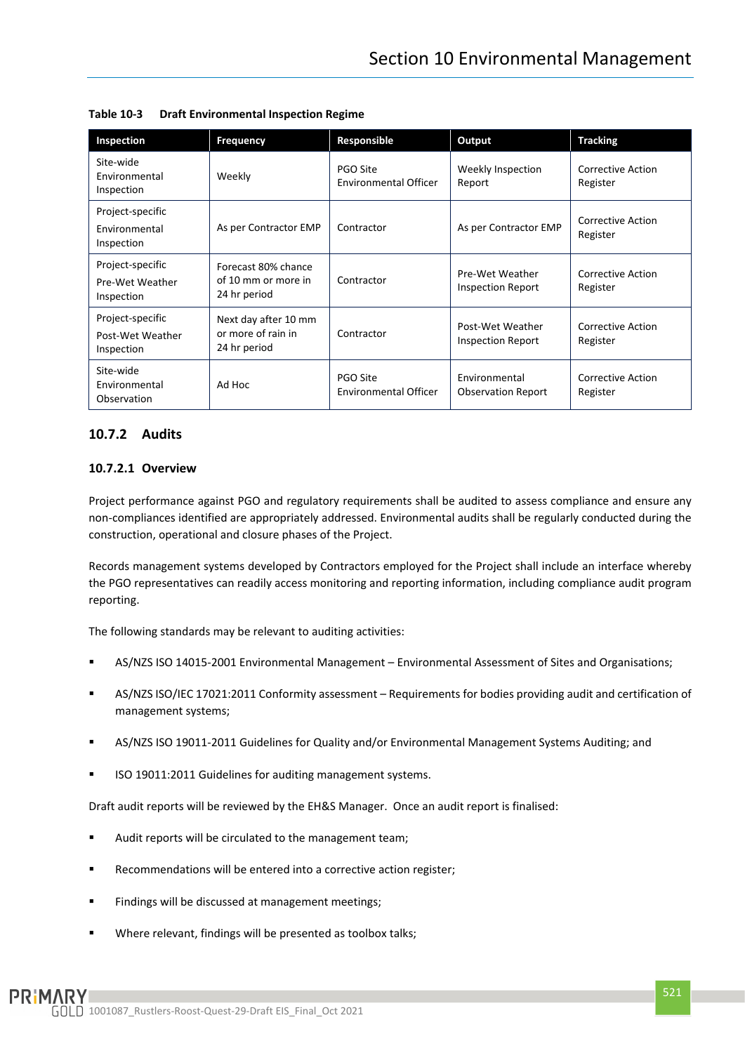**Table 10-3 Draft Environmental Inspection Regime**

| Inspection | Frequency | Responsible | Output | Tracking |
|---|---|---|---|---|
| Site-wide Environmental Inspection | Weekly | PGO Site Environmental Officer | Weekly Inspection Report | Corrective Action Register |
| Project-specific Environmental Inspection | As per Contractor EMP | Contractor | As per Contractor EMP | Corrective Action Register |
| Project-specific Pre-Wet Weather Inspection | Forecast 80% chance of 10 mm or more in 24 hr period | Contractor | Pre-Wet Weather Inspection Report | Corrective Action Register |
| Project-specific Post-Wet Weather Inspection | Next day after 10 mm or more of rain in 24 hr period | Contractor | Post-Wet Weather Inspection Report | Corrective Action Register |
| Site-wide Environmental Observation | Ad Hoc | PGO Site Environmental Officer | Environmental Observation Report | Corrective Action Register |

### 10.7.2 Audits

#### 10.7.2.1 Overview

Project performance against PGO and regulatory requirements shall be audited to assess compliance and ensure any non-compliances identified are appropriately addressed. Environmental audits shall be regularly conducted during the construction, operational and closure phases of the Project.

Records management systems developed by Contractors employed for the Project shall include an interface whereby the PGO representatives can readily access monitoring and reporting information, including compliance audit program reporting.

The following standards may be relevant to auditing activities:

- AS/NZS ISO 14015-2001 Environmental Management – Environmental Assessment of Sites and Organisations;
- AS/NZS ISO/IEC 17021:2011 Conformity assessment – Requirements for bodies providing audit and certification of management systems;
- AS/NZS ISO 19011-2011 Guidelines for Quality and/or Environmental Management Systems Auditing; and
- ISO 19011:2011 Guidelines for auditing management systems.

Draft audit reports will be reviewed by the EH&S Manager. Once an audit report is finalised:

- Audit reports will be circulated to the management team;
- Recommendations will be entered into a corrective action register;
- Findings will be discussed at management meetings;
- Where relevant, findings will be presented as toolbox talks;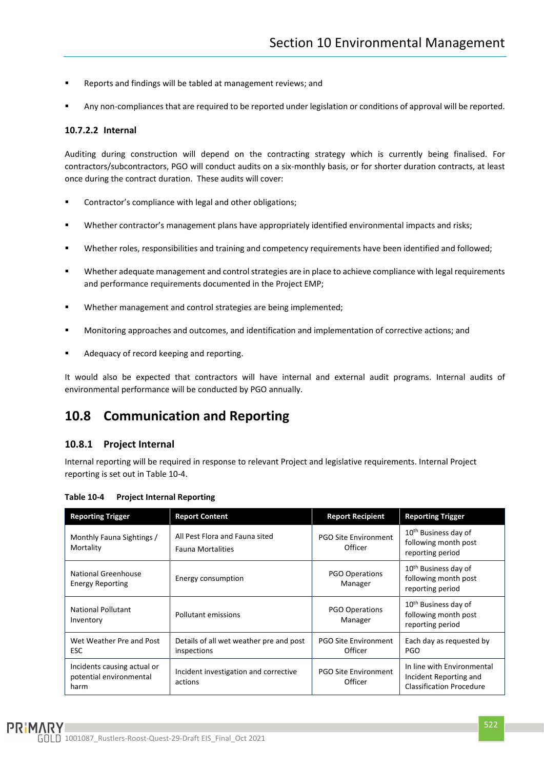- Reports and findings will be tabled at management reviews; and
- Any non-compliances that are required to be reported under legislation or conditions of approval will be reported.

#### 10.7.2.2 Internal

Auditing during construction will depend on the contracting strategy which is currently being finalised. For contractors/subcontractors, PGO will conduct audits on a six-monthly basis, or for shorter duration contracts, at least once during the contract duration. These audits will cover:

- Contractor's compliance with legal and other obligations;
- Whether contractor's management plans have appropriately identified environmental impacts and risks;
- Whether roles, responsibilities and training and competency requirements have been identified and followed;
- Whether adequate management and control strategies are in place to achieve compliance with legal requirements and performance requirements documented in the Project EMP;
- Whether management and control strategies are being implemented;
- Monitoring approaches and outcomes, and identification and implementation of corrective actions; and
- Adequacy of record keeping and reporting.

It would also be expected that contractors will have internal and external audit programs. Internal audits of environmental performance will be conducted by PGO annually.

## 10.8 Communication and Reporting

### 10.8.1 Project Internal

Internal reporting will be required in response to relevant Project and legislative requirements. Internal Project reporting is set out in Table 10-4.

**Table 10-4 Project Internal Reporting**

| Reporting Trigger | Report Content | Report Recipient | Reporting Trigger |
|---|---|---|---|
| Monthly Fauna Sightings / Mortality | All Pest Flora and Fauna sited<br>Fauna Mortalities | PGO Site Environment Officer | 10th Business day of following month post reporting period |
| National Greenhouse Energy Reporting | Energy consumption | PGO Operations Manager | 10th Business day of following month post reporting period |
| National Pollutant Inventory | Pollutant emissions | PGO Operations Manager | 10th Business day of following month post reporting period |
| Wet Weather Pre and Post ESC | Details of all wet weather pre and post inspections | PGO Site Environment Officer | Each day as requested by PGO |
| Incidents causing actual or potential environmental harm | Incident investigation and corrective actions | PGO Site Environment Officer | In line with Environmental Incident Reporting and Classification Procedure |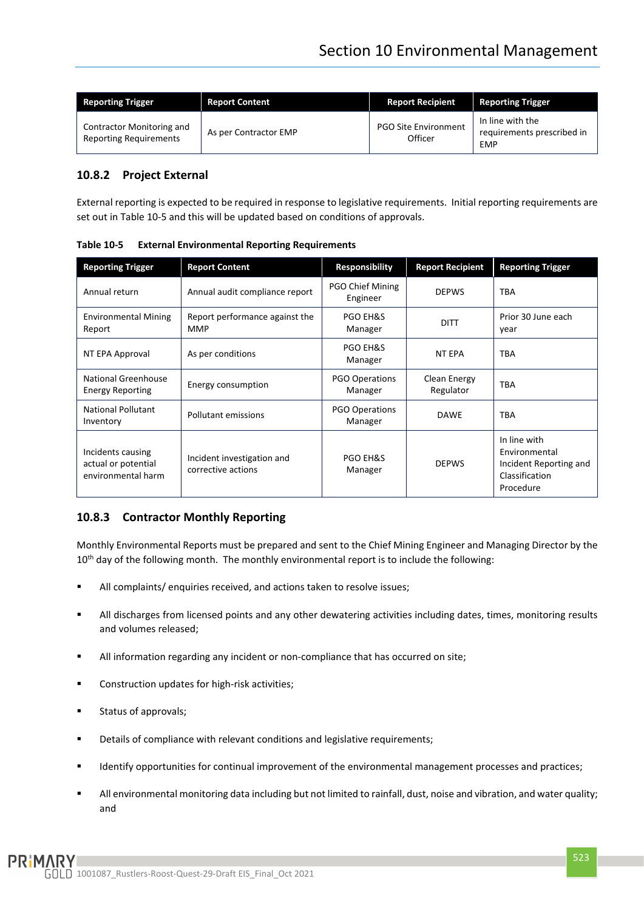| Reporting Trigger | Report Content | Report Recipient | Reporting Trigger |
|---|---|---|---|
| Contractor Monitoring and Reporting Requirements | As per Contractor EMP | PGO Site Environment Officer | In line with the requirements prescribed in EMP |

### 10.8.2 Project External

External reporting is expected to be required in response to legislative requirements. Initial reporting requirements are set out in Table 10-5 and this will be updated based on conditions of approvals.

**Table 10-5 External Environmental Reporting Requirements**

| Reporting Trigger | Report Content | Responsibility | Report Recipient | Reporting Trigger |
|---|---|---|---|---|
| Annual return | Annual audit compliance report | PGO Chief Mining Engineer | DEPWS | TBA |
| Environmental Mining Report | Report performance against the MMP | PGO EH&S Manager | DITT | Prior 30 June each year |
| NT EPA Approval | As per conditions | PGO EH&S Manager | NT EPA | TBA |
| National Greenhouse Energy Reporting | Energy consumption | PGO Operations Manager | Clean Energy Regulator | TBA |
| National Pollutant Inventory | Pollutant emissions | PGO Operations Manager | DAWE | TBA |
| Incidents causing actual or potential environmental harm | Incident investigation and corrective actions | PGO EH&S Manager | DEPWS | In line with Environmental Incident Reporting and Classification Procedure |

### 10.8.3 Contractor Monthly Reporting

Monthly Environmental Reports must be prepared and sent to the Chief Mining Engineer and Managing Director by the 10th day of the following month. The monthly environmental report is to include the following:

- All complaints/ enquiries received, and actions taken to resolve issues;
- All discharges from licensed points and any other dewatering activities including dates, times, monitoring results and volumes released;
- All information regarding any incident or non-compliance that has occurred on site;
- Construction updates for high-risk activities;
- Status of approvals;
- Details of compliance with relevant conditions and legislative requirements;
- Identify opportunities for continual improvement of the environmental management processes and practices;
- All environmental monitoring data including but not limited to rainfall, dust, noise and vibration, and water quality; and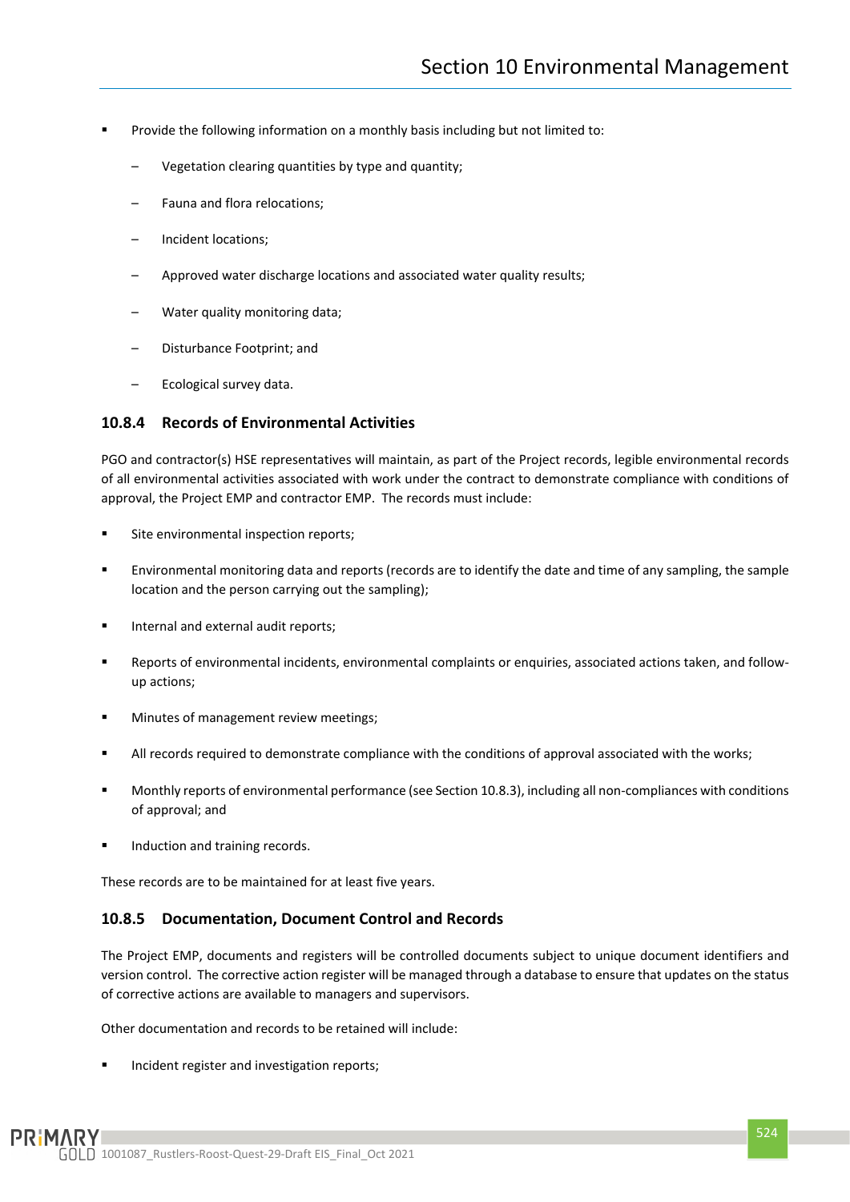- Provide the following information on a monthly basis including but not limited to:
  - Vegetation clearing quantities by type and quantity;
  - Fauna and flora relocations;
  - Incident locations;
  - Approved water discharge locations and associated water quality results;
  - Water quality monitoring data;
  - Disturbance Footprint; and
  - Ecological survey data.

### 10.8.4 Records of Environmental Activities

PGO and contractor(s) HSE representatives will maintain, as part of the Project records, legible environmental records of all environmental activities associated with work under the contract to demonstrate compliance with conditions of approval, the Project EMP and contractor EMP. The records must include:

- Site environmental inspection reports;
- Environmental monitoring data and reports (records are to identify the date and time of any sampling, the sample location and the person carrying out the sampling);
- Internal and external audit reports;
- Reports of environmental incidents, environmental complaints or enquiries, associated actions taken, and follow-up actions;
- Minutes of management review meetings;
- All records required to demonstrate compliance with the conditions of approval associated with the works;
- Monthly reports of environmental performance (see Section 10.8.3), including all non-compliances with conditions of approval; and
- Induction and training records.

These records are to be maintained for at least five years.

### 10.8.5 Documentation, Document Control and Records

The Project EMP, documents and registers will be controlled documents subject to unique document identifiers and version control. The corrective action register will be managed through a database to ensure that updates on the status of corrective actions are available to managers and supervisors.

Other documentation and records to be retained will include:

- Incident register and investigation reports;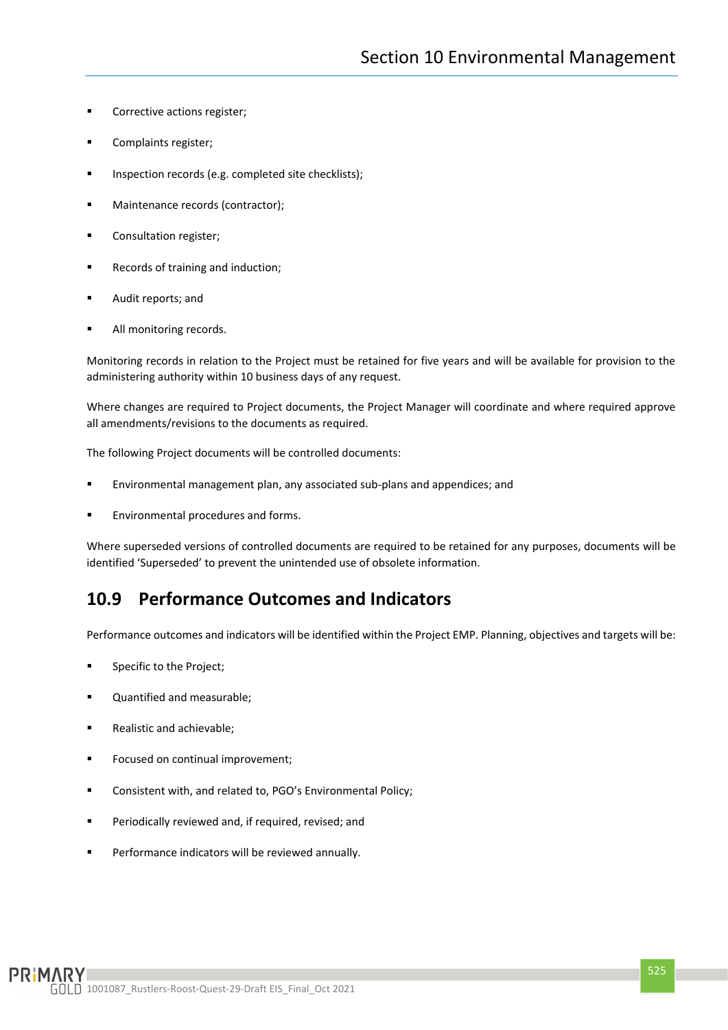- Corrective actions register;
- Complaints register;
- Inspection records (e.g. completed site checklists);
- Maintenance records (contractor);
- Consultation register;
- Records of training and induction;
- Audit reports; and
- All monitoring records.

Monitoring records in relation to the Project must be retained for five years and will be available for provision to the administering authority within 10 business days of any request.

Where changes are required to Project documents, the Project Manager will coordinate and where required approve all amendments/revisions to the documents as required.

The following Project documents will be controlled documents:

- Environmental management plan, any associated sub-plans and appendices; and
- Environmental procedures and forms.

Where superseded versions of controlled documents are required to be retained for any purposes, documents will be identified 'Superseded' to prevent the unintended use of obsolete information.

## 10.9 Performance Outcomes and Indicators

Performance outcomes and indicators will be identified within the Project EMP. Planning, objectives and targets will be:

- Specific to the Project;
- Quantified and measurable;
- Realistic and achievable;
- Focused on continual improvement;
- Consistent with, and related to, PGO's Environmental Policy;
- Periodically reviewed and, if required, revised; and
- Performance indicators will be reviewed annually.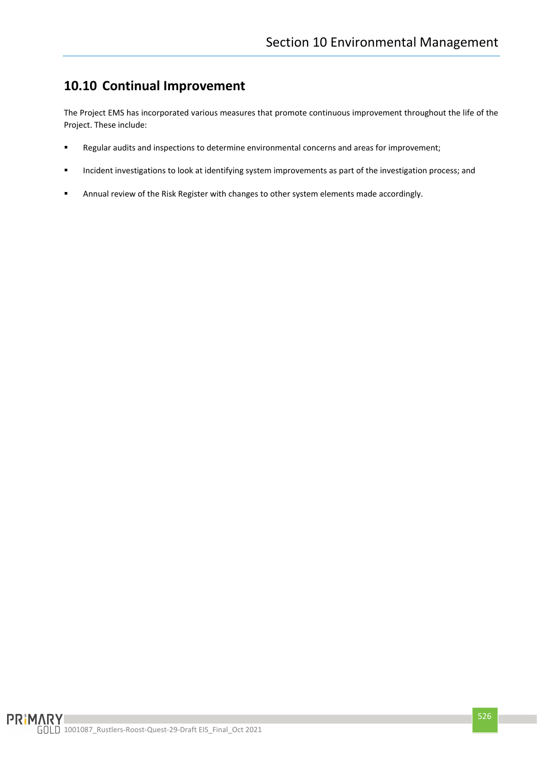## 10.10 Continual Improvement

The Project EMS has incorporated various measures that promote continuous improvement throughout the life of the Project. These include:

- Regular audits and inspections to determine environmental concerns and areas for improvement;
- Incident investigations to look at identifying system improvements as part of the investigation process; and
- Annual review of the Risk Register with changes to other system elements made accordingly.